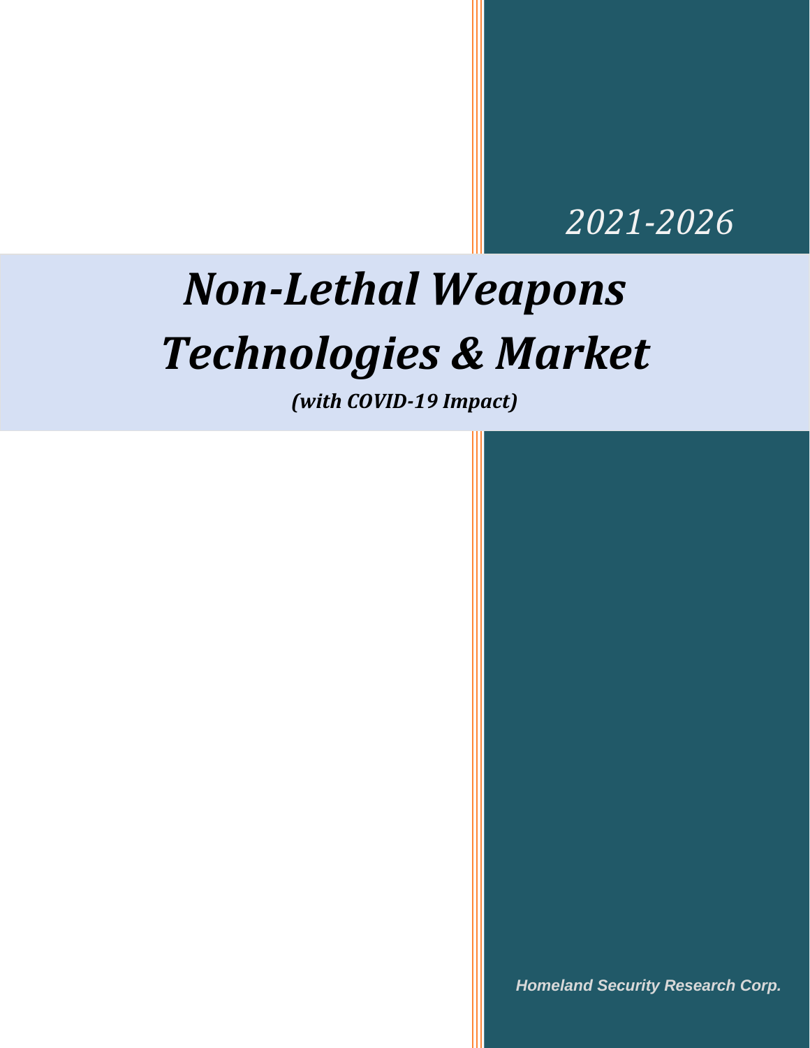*2021-2026*

# *Non-Lethal Weapons Technologies & Market*

***(with COVID-19 Impact)***

***Homeland Security Research Corp.***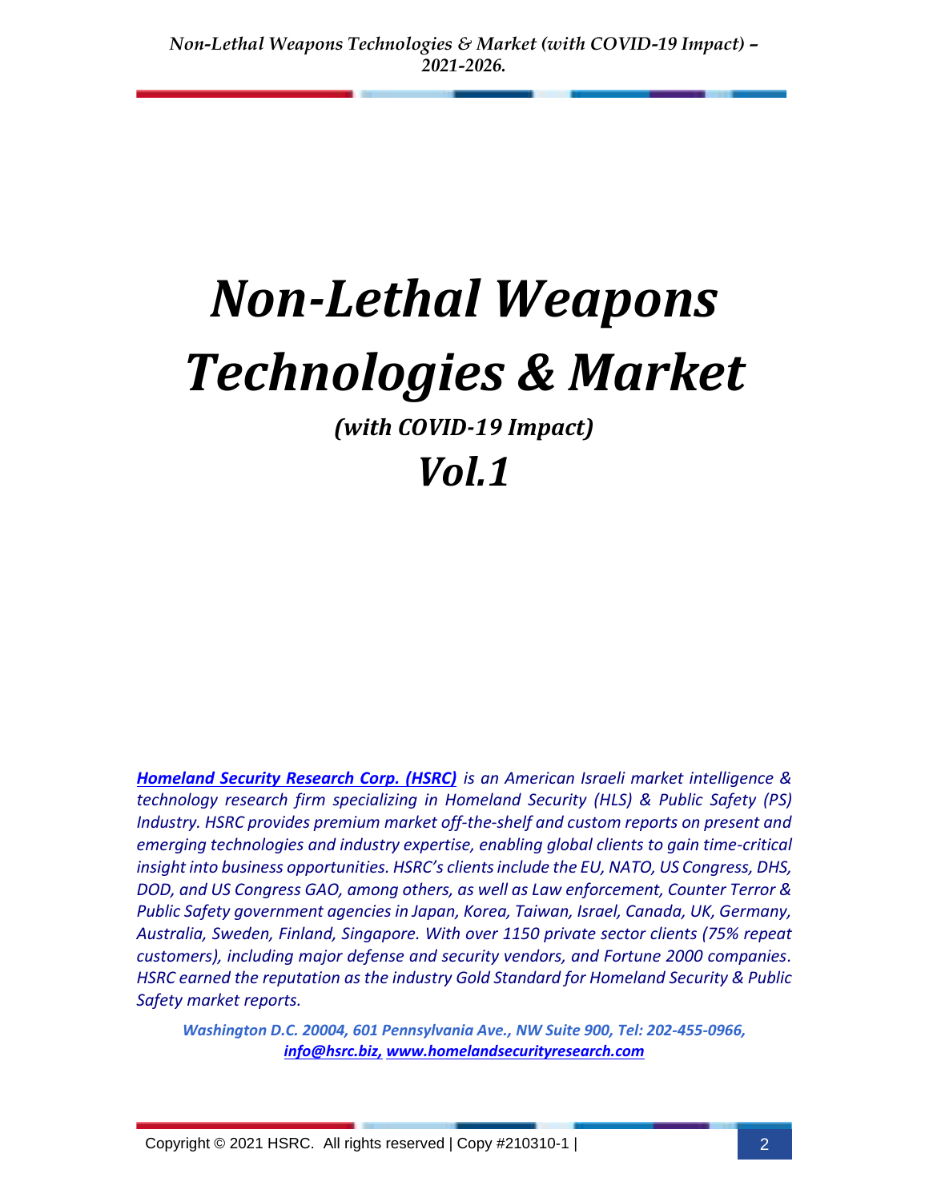# *Non-Lethal Weapons Technologies & Market*

### *(with COVID-19 Impact)*

## *Vol.1*

*[**Homeland Security Research Corp. (HSRC)**](http://www.homelandsecurityresearch.com) is an American Israeli market intelligence & technology research firm specializing in Homeland Security (HLS) & Public Safety (PS) Industry. HSRC provides premium market off-the-shelf and custom reports on present and emerging technologies and industry expertise, enabling global clients to gain time-critical insight into business opportunities. HSRC's clients include the EU, NATO, US Congress, DHS, DOD, and US Congress GAO, among others, as well as Law enforcement, Counter Terror & Public Safety government agencies in Japan, Korea, Taiwan, Israel, Canada, UK, Germany, Australia, Sweden, Finland, Singapore. With over 1150 private sector clients (75% repeat customers), including major defense and security vendors, and Fortune 2000 companies. HSRC earned the reputation as the industry Gold Standard for Homeland Security & Public Safety market reports.*

***Washington D.C. 20004, 601 Pennsylvania Ave., NW Suite 900, Tel: 202-455-0966, [info@hsrc.biz](mailto:info@hsrc.biz), [www.homelandsecurityresearch.com](http://www.homelandsecurityresearch.com)***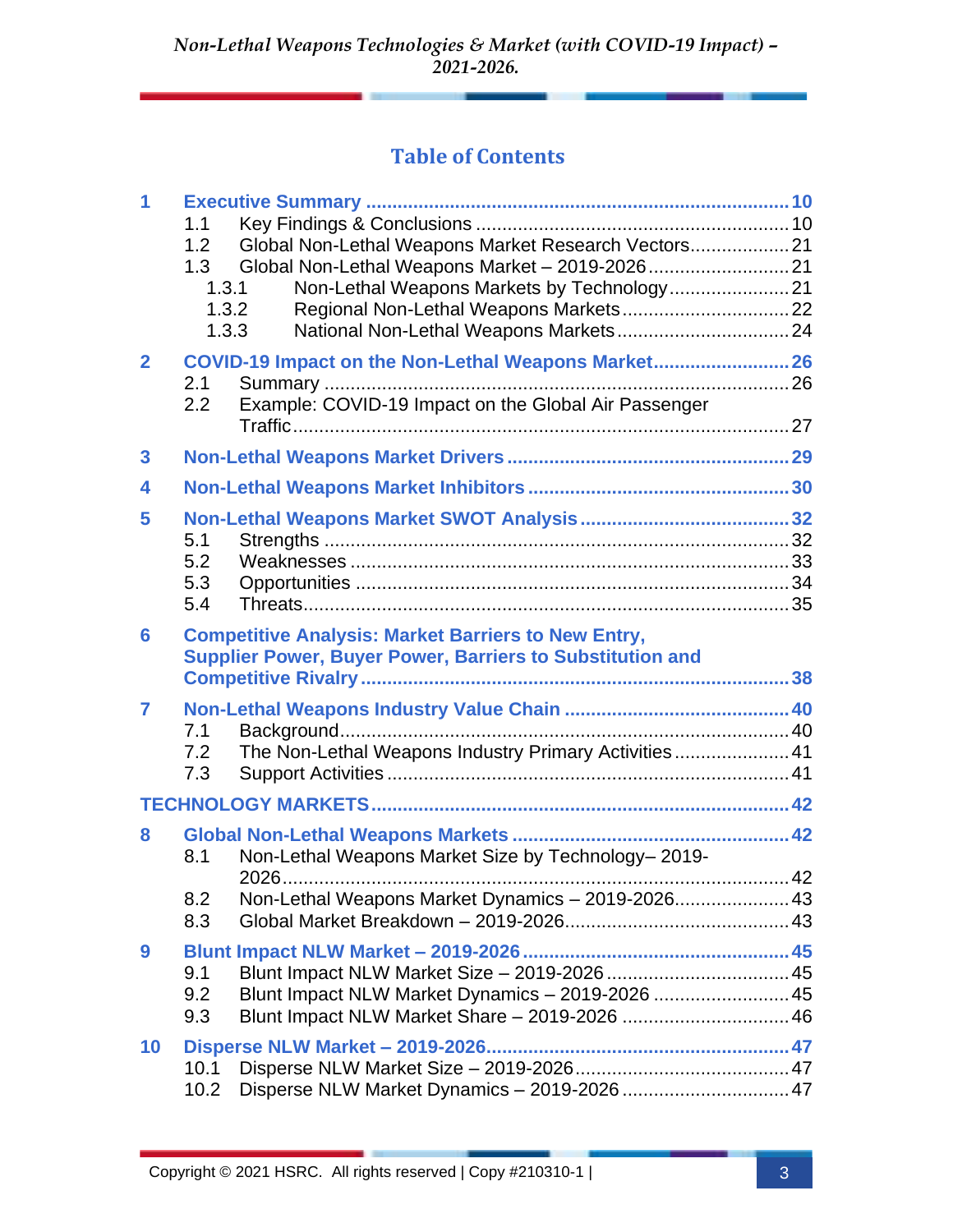## Table of Contents

- **1 Executive Summary** ..... 10
  - 1.1 Key Findings & Conclusions ..... 10
  - 1.2 Global Non-Lethal Weapons Market Research Vectors ..... 21
  - 1.3 Global Non-Lethal Weapons Market – 2019-2026 ..... 21
    - 1.3.1 Non-Lethal Weapons Markets by Technology ..... 21
    - 1.3.2 Regional Non-Lethal Weapons Markets ..... 22
    - 1.3.3 National Non-Lethal Weapons Markets ..... 24
- **2 COVID-19 Impact on the Non-Lethal Weapons Market** ..... 26
  - 2.1 Summary ..... 26
  - 2.2 Example: COVID-19 Impact on the Global Air Passenger Traffic ..... 27
- **3 Non-Lethal Weapons Market Drivers** ..... 29
- **4 Non-Lethal Weapons Market Inhibitors** ..... 30
- **5 Non-Lethal Weapons Market SWOT Analysis** ..... 32
  - 5.1 Strengths ..... 32
  - 5.2 Weaknesses ..... 33
  - 5.3 Opportunities ..... 34
  - 5.4 Threats ..... 35
- **6 Competitive Analysis: Market Barriers to New Entry, Supplier Power, Buyer Power, Barriers to Substitution and Competitive Rivalry** ..... 38
- **7 Non-Lethal Weapons Industry Value Chain** ..... 40
  - 7.1 Background ..... 40
  - 7.2 The Non-Lethal Weapons Industry Primary Activities ..... 41
  - 7.3 Support Activities ..... 41

**TECHNOLOGY MARKETS** ..... 42

- **8 Global Non-Lethal Weapons Markets** ..... 42
  - 8.1 Non-Lethal Weapons Market Size by Technology– 2019-2026 ..... 42
  - 8.2 Non-Lethal Weapons Market Dynamics – 2019-2026 ..... 43
  - 8.3 Global Market Breakdown – 2019-2026 ..... 43
- **9 Blunt Impact NLW Market – 2019-2026** ..... 45
  - 9.1 Blunt Impact NLW Market Size – 2019-2026 ..... 45
  - 9.2 Blunt Impact NLW Market Dynamics – 2019-2026 ..... 45
  - 9.3 Blunt Impact NLW Market Share – 2019-2026 ..... 46
- **10 Disperse NLW Market – 2019-2026** ..... 47
  - 10.1 Disperse NLW Market Size – 2019-2026 ..... 47
  - 10.2 Disperse NLW Market Dynamics – 2019-2026 ..... 47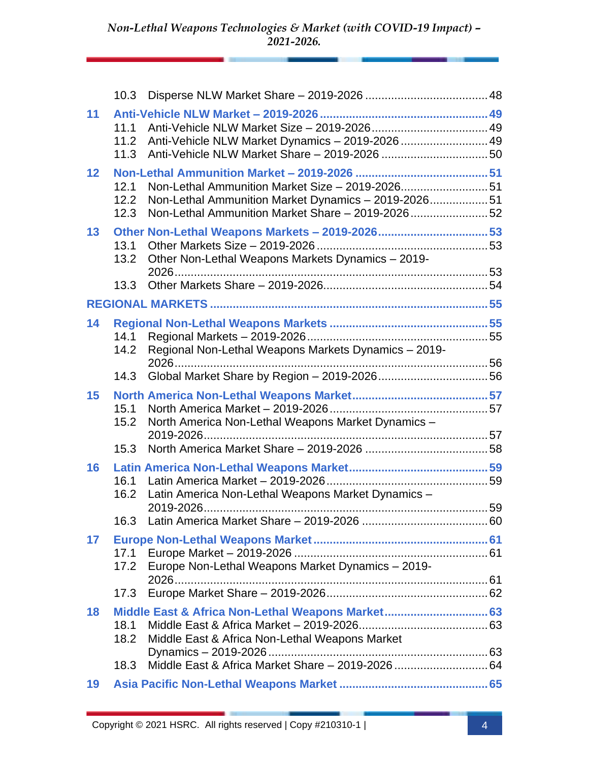10.3 Disperse NLW Market Share – 2019-2026 ..................................... 48

**11 Anti-Vehicle NLW Market – 2019-2026 ................................................ 49**

11.1 Anti-Vehicle NLW Market Size – 2019-2026 ..................................... 49
11.2 Anti-Vehicle NLW Market Dynamics – 2019-2026 ........................... 49
11.3 Anti-Vehicle NLW Market Share – 2019-2026 ................................. 50

**12 Non-Lethal Ammunition Market – 2019-2026 ....................................... 51**

12.1 Non-Lethal Ammunition Market Size – 2019-2026 ........................... 51
12.2 Non-Lethal Ammunition Market Dynamics – 2019-2026 .................. 51
12.3 Non-Lethal Ammunition Market Share – 2019-2026 ........................ 52

**13 Other Non-Lethal Weapons Markets – 2019-2026 ................................ 53**

13.1 Other Markets Size – 2019-2026 .................................................... 53
13.2 Other Non-Lethal Weapons Markets Dynamics – 2019-2026 ............................................................................................. 53
13.3 Other Markets Share – 2019-2026 .................................................. 54

**REGIONAL MARKETS ............................................................................. 55**

**14 Regional Non-Lethal Weapons Markets ............................................... 55**

14.1 Regional Markets – 2019-2026 ....................................................... 55
14.2 Regional Non-Lethal Weapons Markets Dynamics – 2019-2026 ............................................................................................. 56
14.3 Global Market Share by Region – 2019-2026 ................................. 56

**15 North America Non-Lethal Weapons Market ........................................ 57**

15.1 North America Market – 2019-2026 ................................................ 57
15.2 North America Non-Lethal Weapons Market Dynamics – 2019-2026 ...................................................................................... 57
15.3 North America Market Share – 2019-2026 ..................................... 58

**16 Latin America Non-Lethal Weapons Market .......................................... 59**

16.1 Latin America Market – 2019-2026 ................................................. 59
16.2 Latin America Non-Lethal Weapons Market Dynamics – 2019-2026 ...................................................................................... 59
16.3 Latin America Market Share – 2019-2026 ...................................... 60

**17 Europe Non-Lethal Weapons Market .................................................... 61**

17.1 Europe Market – 2019-2026 ........................................................... 61
17.2 Europe Non-Lethal Weapons Market Dynamics – 2019-2026 ............................................................................................. 61
17.3 Europe Market Share – 2019-2026 ................................................. 62

**18 Middle East & Africa Non-Lethal Weapons Market ............................... 63**

18.1 Middle East & Africa Market – 2019-2026 ....................................... 63
18.2 Middle East & Africa Non-Lethal Weapons Market Dynamics – 2019-2026 ................................................................... 63
18.3 Middle East & Africa Market Share – 2019-2026 ............................ 64

**19 Asia Pacific Non-Lethal Weapons Market ............................................ 65**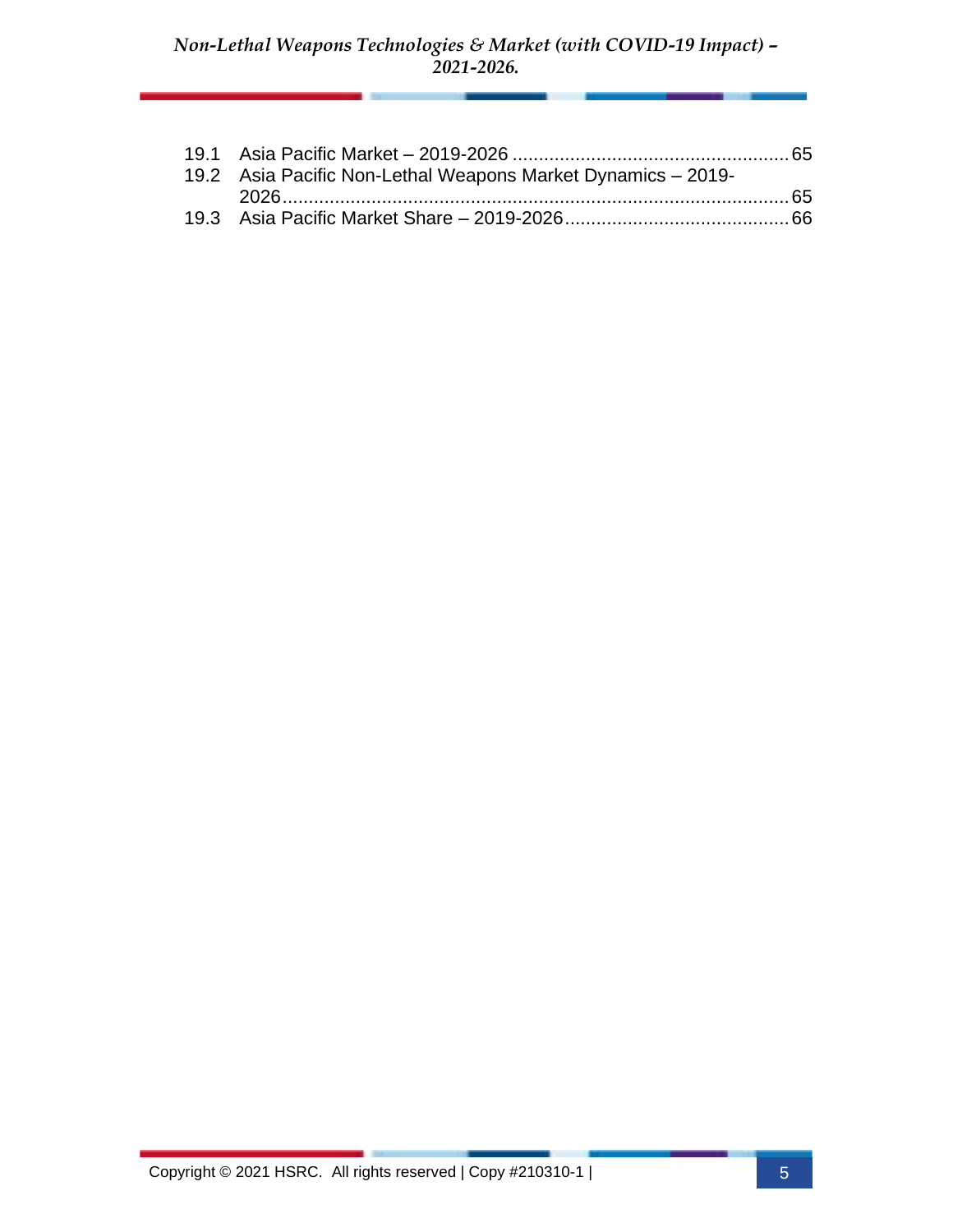19.1 Asia Pacific Market – 2019-2026 ..................................................... 65
19.2 Asia Pacific Non-Lethal Weapons Market Dynamics – 2019-2026 ......................................................................................... 65
19.3 Asia Pacific Market Share – 2019-2026 ........................................... 66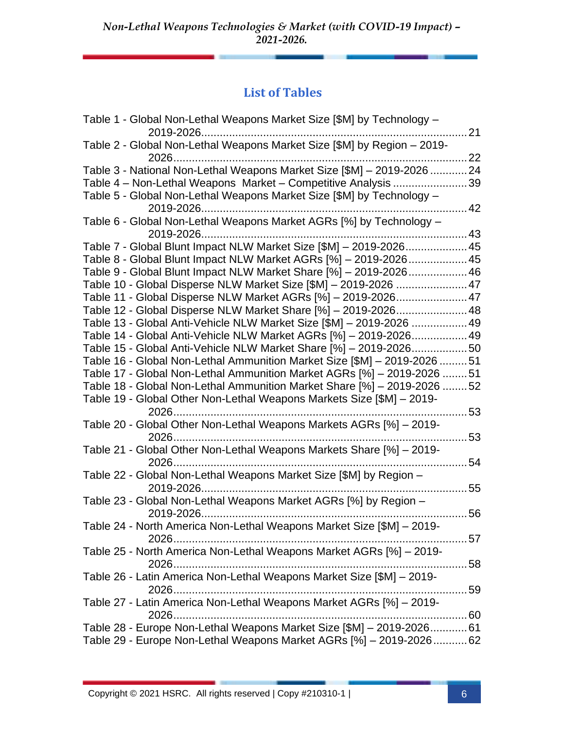## List of Tables

Table 1 - Global Non-Lethal Weapons Market Size [$M] by Technology – 2019-2026 ........ 21
Table 2 - Global Non-Lethal Weapons Market Size [$M] by Region – 2019-2026 ........ 22
Table 3 - National Non-Lethal Weapons Market Size [$M] – 2019-2026 ........ 24
Table 4 – Non-Lethal Weapons Market – Competitive Analysis ........ 39
Table 5 - Global Non-Lethal Weapons Market Size [$M] by Technology – 2019-2026 ........ 42
Table 6 - Global Non-Lethal Weapons Market AGRs [%] by Technology – 2019-2026 ........ 43
Table 7 - Global Blunt Impact NLW Market Size [$M] – 2019-2026 ........ 45
Table 8 - Global Blunt Impact NLW Market AGRs [%] – 2019-2026 ........ 45
Table 9 - Global Blunt Impact NLW Market Share [%] – 2019-2026 ........ 46
Table 10 - Global Disperse NLW Market Size [$M] – 2019-2026 ........ 47
Table 11 - Global Disperse NLW Market AGRs [%] – 2019-2026 ........ 47
Table 12 - Global Disperse NLW Market Share [%] – 2019-2026 ........ 48
Table 13 - Global Anti-Vehicle NLW Market Size [$M] – 2019-2026 ........ 49
Table 14 - Global Anti-Vehicle NLW Market AGRs [%] – 2019-2026 ........ 49
Table 15 - Global Anti-Vehicle NLW Market Share [%] – 2019-2026 ........ 50
Table 16 - Global Non-Lethal Ammunition Market Size [$M] – 2019-2026 ........ 51
Table 17 - Global Non-Lethal Ammunition Market AGRs [%] – 2019-2026 ........ 51
Table 18 - Global Non-Lethal Ammunition Market Share [%] – 2019-2026 ........ 52
Table 19 - Global Other Non-Lethal Weapons Markets Size [$M] – 2019-2026 ........ 53
Table 20 - Global Other Non-Lethal Weapons Markets AGRs [%] – 2019-2026 ........ 53
Table 21 - Global Other Non-Lethal Weapons Markets Share [%] – 2019-2026 ........ 54
Table 22 - Global Non-Lethal Weapons Market Size [$M] by Region – 2019-2026 ........ 55
Table 23 - Global Non-Lethal Weapons Market AGRs [%] by Region – 2019-2026 ........ 56
Table 24 - North America Non-Lethal Weapons Market Size [$M] – 2019-2026 ........ 57
Table 25 - North America Non-Lethal Weapons Market AGRs [%] – 2019-2026 ........ 58
Table 26 - Latin America Non-Lethal Weapons Market Size [$M] – 2019-2026 ........ 59
Table 27 - Latin America Non-Lethal Weapons Market AGRs [%] – 2019-2026 ........ 60
Table 28 - Europe Non-Lethal Weapons Market Size [$M] – 2019-2026 ........ 61
Table 29 - Europe Non-Lethal Weapons Market AGRs [%] – 2019-2026 ........ 62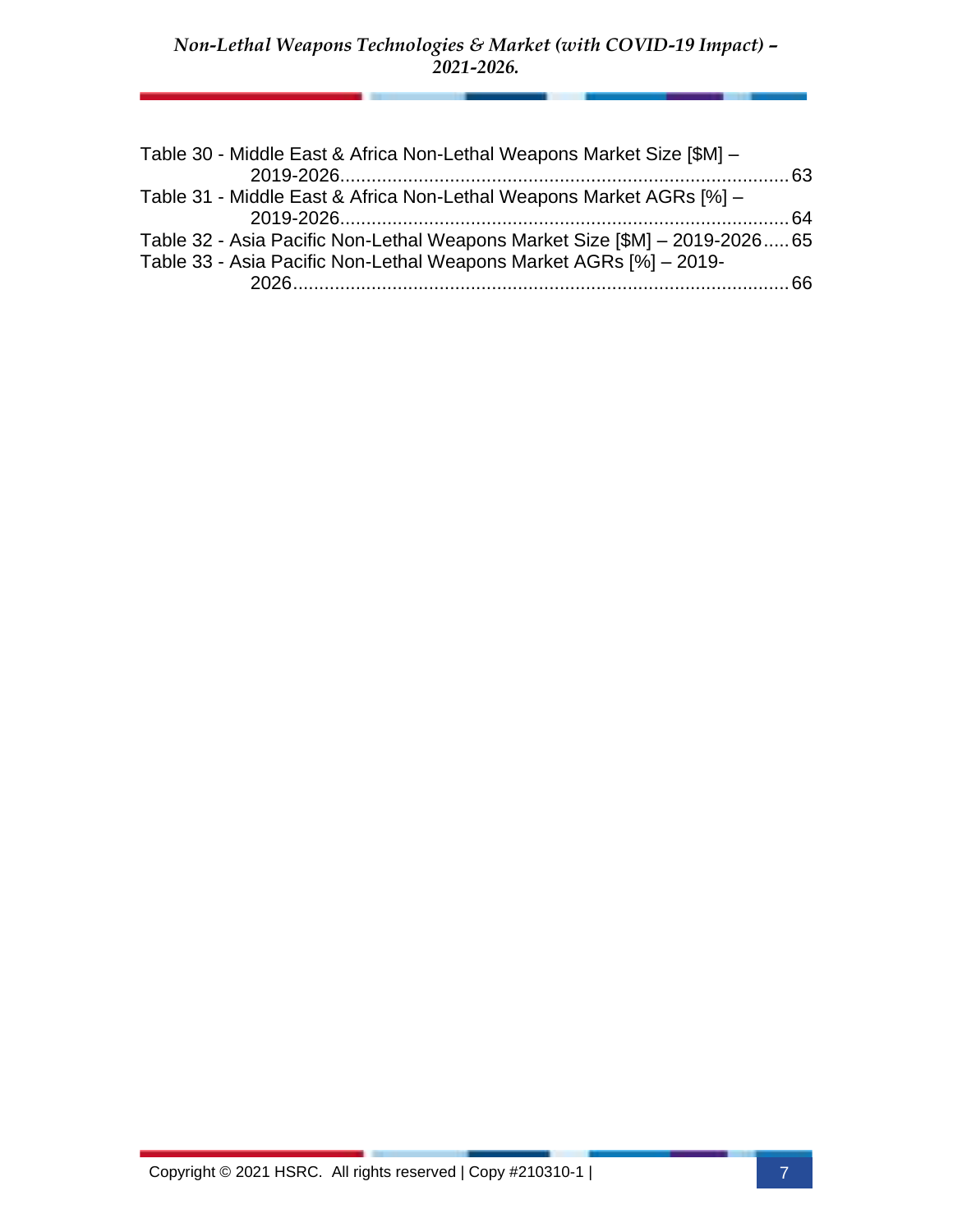Table 30 - Middle East & Africa Non-Lethal Weapons Market Size [$M] – 2019-2026 ..... 63

Table 31 - Middle East & Africa Non-Lethal Weapons Market AGRs [%] – 2019-2026 ..... 64

Table 32 - Asia Pacific Non-Lethal Weapons Market Size [$M] – 2019-2026 ..... 65

Table 33 - Asia Pacific Non-Lethal Weapons Market AGRs [%] – 2019-2026 ..... 66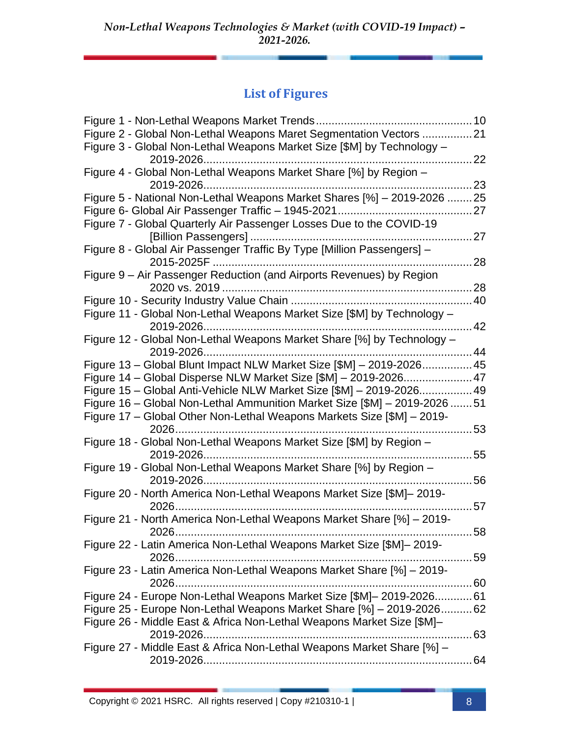## List of Figures

Figure 1 - Non-Lethal Weapons Market Trends .................................................. 10
Figure 2 - Global Non-Lethal Weapons Maret Segmentation Vectors ................ 21
Figure 3 - Global Non-Lethal Weapons Market Size [$M] by Technology – 2019-2026 ..................................................................................... 22
Figure 4 - Global Non-Lethal Weapons Market Share [%] by Region – 2019-2026 ..................................................................................... 23
Figure 5 - National Non-Lethal Weapons Market Shares [%] – 2019-2026 ........ 25
Figure 6- Global Air Passenger Traffic – 1945-2021 ........................................... 27
Figure 7 - Global Quarterly Air Passenger Losses Due to the COVID-19 [Billion Passengers] ...................................................................... 27
Figure 8 - Global Air Passenger Traffic By Type [Million Passengers] – 2015-2025F ................................................................................... 28
Figure 9 – Air Passenger Reduction (and Airports Revenues) by Region 2020 vs. 2019 ............................................................................... 28
Figure 10 - Security Industry Value Chain .......................................................... 40
Figure 11 - Global Non-Lethal Weapons Market Size [$M] by Technology – 2019-2026 ..................................................................................... 42
Figure 12 - Global Non-Lethal Weapons Market Share [%] by Technology – 2019-2026 ..................................................................................... 44
Figure 13 – Global Blunt Impact NLW Market Size [$M] – 2019-2026 ................ 45
Figure 14 – Global Disperse NLW Market Size [$M] – 2019-2026 ...................... 47
Figure 15 – Global Anti-Vehicle NLW Market Size [$M] – 2019-2026 ................. 49
Figure 16 – Global Non-Lethal Ammunition Market Size [$M] – 2019-2026 ........ 51
Figure 17 – Global Other Non-Lethal Weapons Markets Size [$M] – 2019-2026 ............................................................................................... 53
Figure 18 - Global Non-Lethal Weapons Market Size [$M] by Region – 2019-2026 ..................................................................................... 55
Figure 19 - Global Non-Lethal Weapons Market Share [%] by Region – 2019-2026 ..................................................................................... 56
Figure 20 - North America Non-Lethal Weapons Market Size [$M]– 2019-2026 ............................................................................................... 57
Figure 21 - North America Non-Lethal Weapons Market Share [%] – 2019-2026 ............................................................................................... 58
Figure 22 - Latin America Non-Lethal Weapons Market Size [$M]– 2019-2026 ............................................................................................... 59
Figure 23 - Latin America Non-Lethal Weapons Market Share [%] – 2019-2026 ............................................................................................... 60
Figure 24 - Europe Non-Lethal Weapons Market Size [$M]– 2019-2026 ............ 61
Figure 25 - Europe Non-Lethal Weapons Market Share [%] – 2019-2026 .......... 62
Figure 26 - Middle East & Africa Non-Lethal Weapons Market Size [$M]– 2019-2026 ..................................................................................... 63
Figure 27 - Middle East & Africa Non-Lethal Weapons Market Share [%] – 2019-2026 ..................................................................................... 64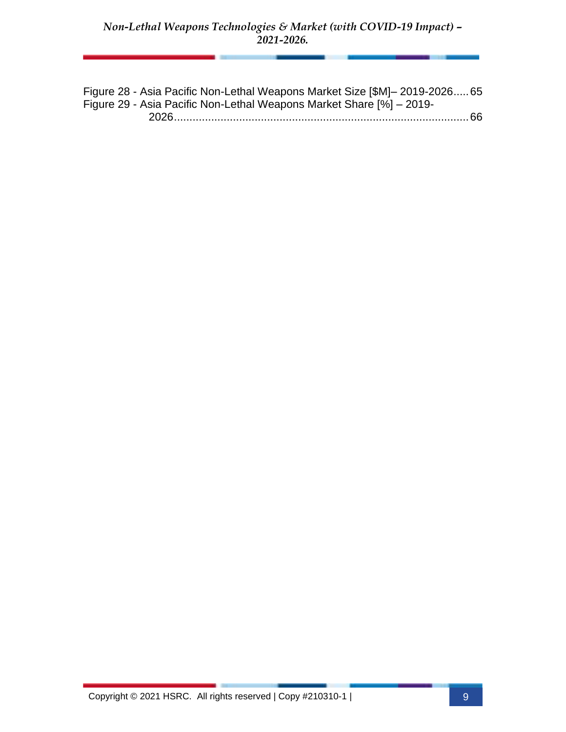Figure 28 - Asia Pacific Non-Lethal Weapons Market Size [$M]– 2019-2026.....65
Figure 29 - Asia Pacific Non-Lethal Weapons Market Share [%] – 2019-2026.....66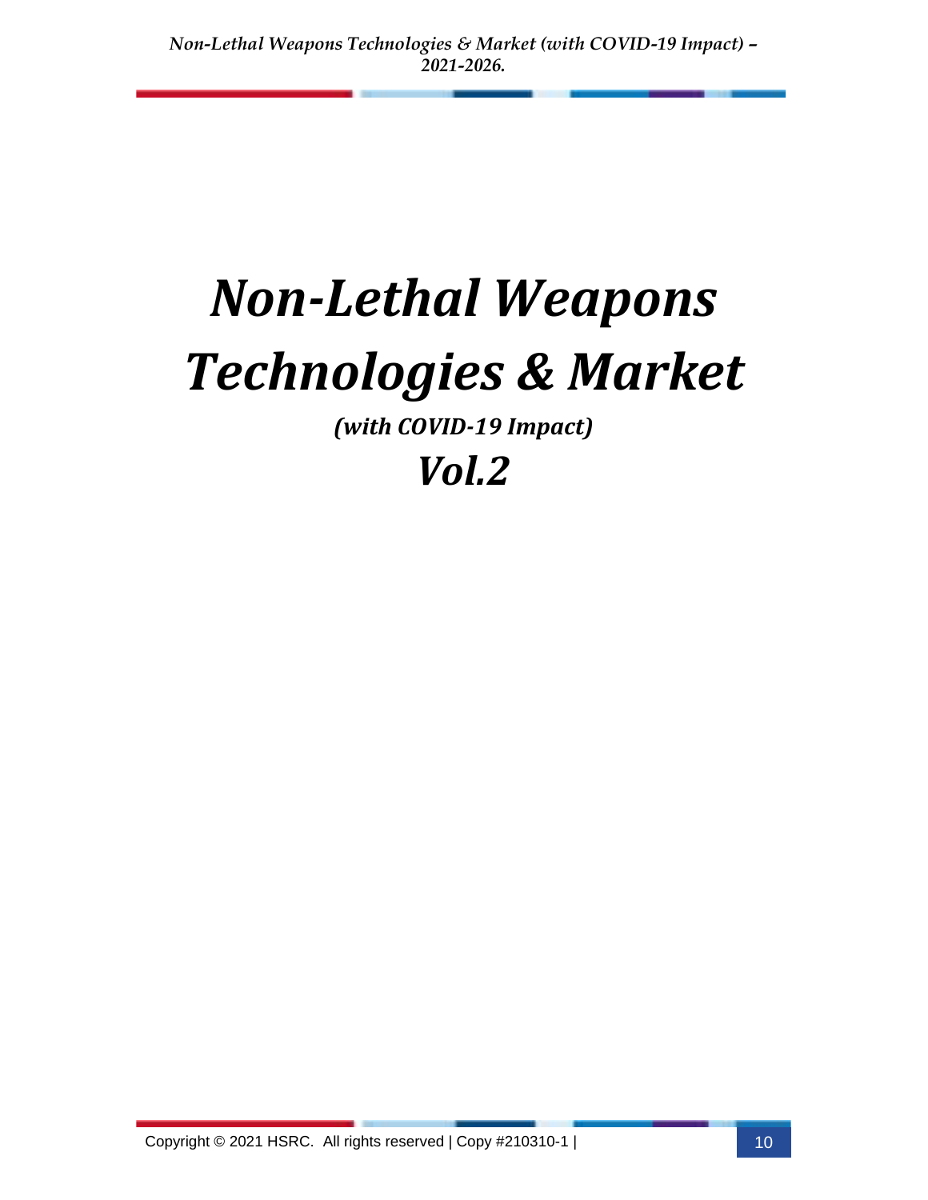# *Non-Lethal Weapons Technologies & Market*

***(with COVID-19 Impact)***

# *Vol.2*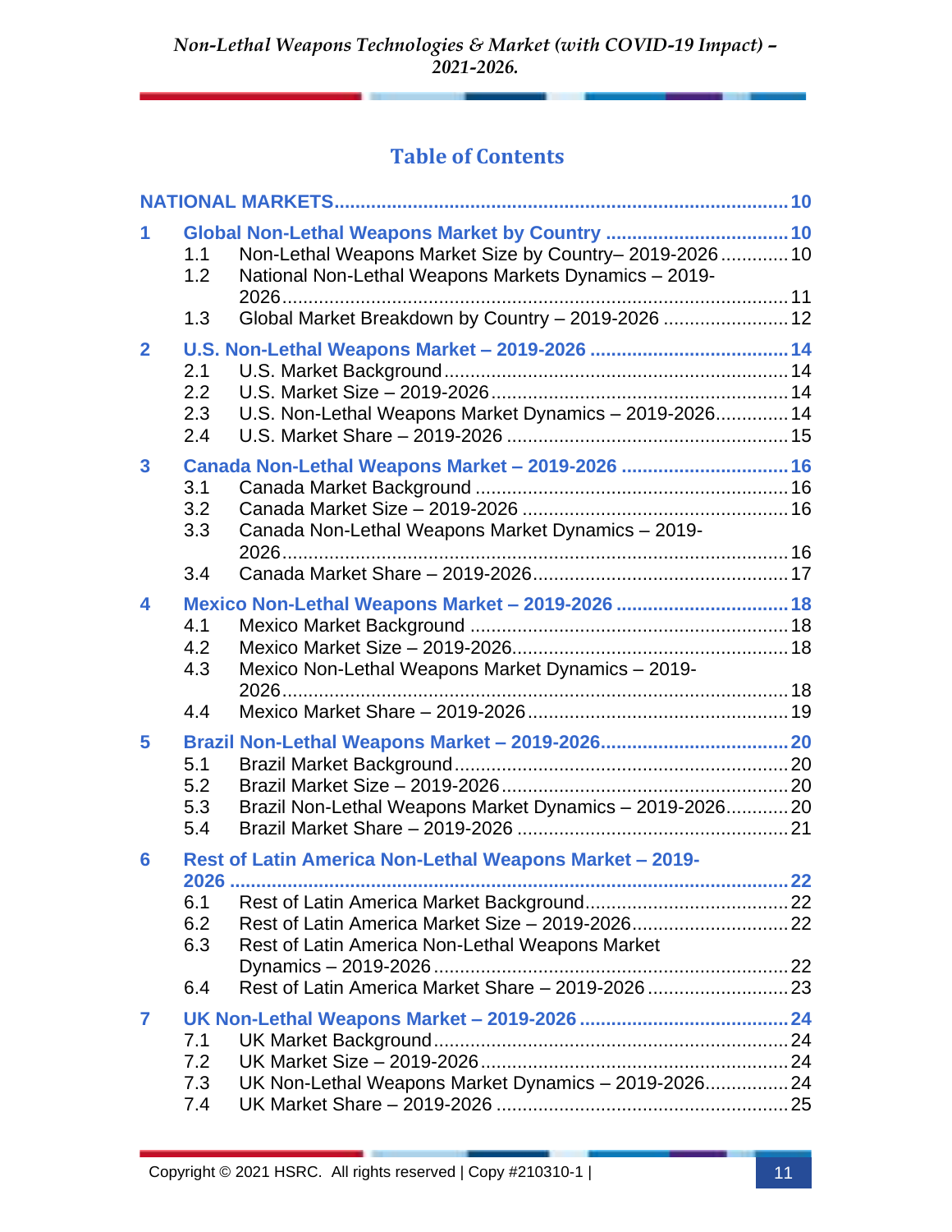## Table of Contents

**NATIONAL MARKETS** .......... 10

**1 Global Non-Lethal Weapons Market by Country** .......... 10
- 1.1 Non-Lethal Weapons Market Size by Country– 2019-2026 .......... 10
- 1.2 National Non-Lethal Weapons Markets Dynamics – 2019-2026 .......... 11
- 1.3 Global Market Breakdown by Country – 2019-2026 .......... 12

**2 U.S. Non-Lethal Weapons Market – 2019-2026** .......... 14
- 2.1 U.S. Market Background .......... 14
- 2.2 U.S. Market Size – 2019-2026 .......... 14
- 2.3 U.S. Non-Lethal Weapons Market Dynamics – 2019-2026 .......... 14
- 2.4 U.S. Market Share – 2019-2026 .......... 15

**3 Canada Non-Lethal Weapons Market – 2019-2026** .......... 16
- 3.1 Canada Market Background .......... 16
- 3.2 Canada Market Size – 2019-2026 .......... 16
- 3.3 Canada Non-Lethal Weapons Market Dynamics – 2019-2026 .......... 16
- 3.4 Canada Market Share – 2019-2026 .......... 17

**4 Mexico Non-Lethal Weapons Market – 2019-2026** .......... 18
- 4.1 Mexico Market Background .......... 18
- 4.2 Mexico Market Size – 2019-2026 .......... 18
- 4.3 Mexico Non-Lethal Weapons Market Dynamics – 2019-2026 .......... 18
- 4.4 Mexico Market Share – 2019-2026 .......... 19

**5 Brazil Non-Lethal Weapons Market – 2019-2026** .......... 20
- 5.1 Brazil Market Background .......... 20
- 5.2 Brazil Market Size – 2019-2026 .......... 20
- 5.3 Brazil Non-Lethal Weapons Market Dynamics – 2019-2026 .......... 20
- 5.4 Brazil Market Share – 2019-2026 .......... 21

**6 Rest of Latin America Non-Lethal Weapons Market – 2019-2026** .......... 22
- 6.1 Rest of Latin America Market Background .......... 22
- 6.2 Rest of Latin America Market Size – 2019-2026 .......... 22
- 6.3 Rest of Latin America Non-Lethal Weapons Market Dynamics – 2019-2026 .......... 22
- 6.4 Rest of Latin America Market Share – 2019-2026 .......... 23

**7 UK Non-Lethal Weapons Market – 2019-2026** .......... 24
- 7.1 UK Market Background .......... 24
- 7.2 UK Market Size – 2019-2026 .......... 24
- 7.3 UK Non-Lethal Weapons Market Dynamics – 2019-2026 .......... 24
- 7.4 UK Market Share – 2019-2026 .......... 25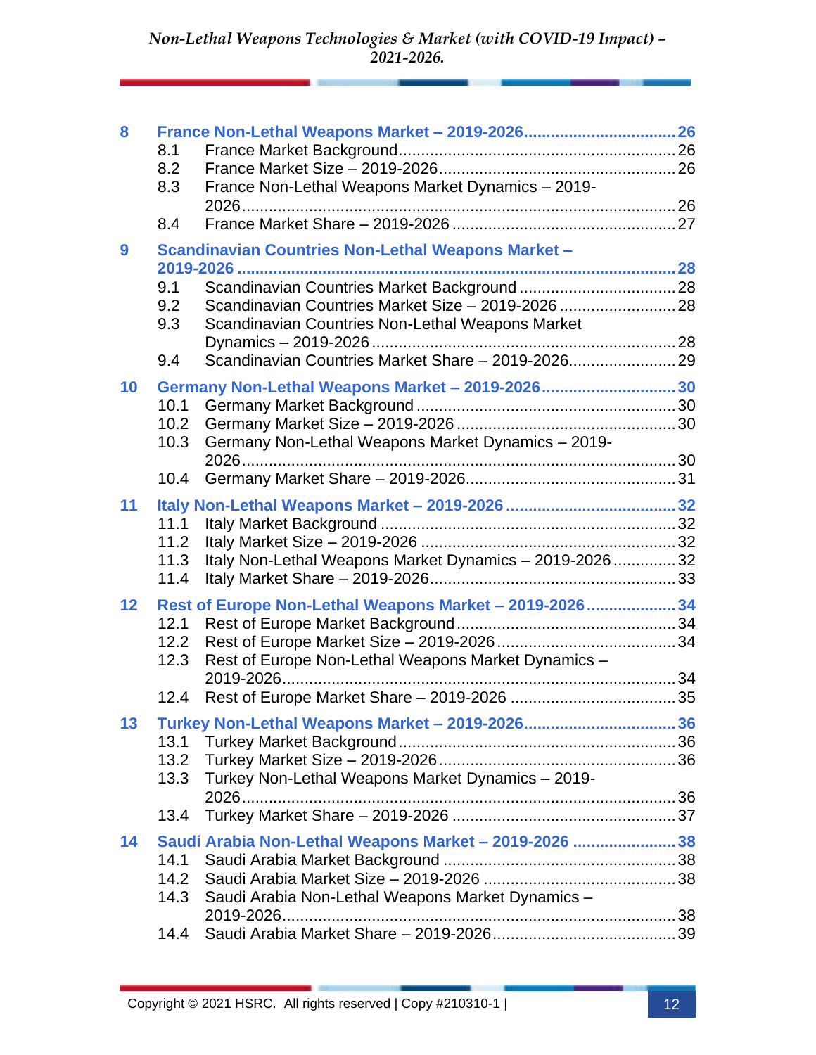**8 France Non-Lethal Weapons Market – 2019-2026 .......... 26**

- 8.1 France Market Background .......... 26
- 8.2 France Market Size – 2019-2026 .......... 26
- 8.3 France Non-Lethal Weapons Market Dynamics – 2019-2026 .......... 26
- 8.4 France Market Share – 2019-2026 .......... 27

**9 Scandinavian Countries Non-Lethal Weapons Market – 2019-2026 .......... 28**

- 9.1 Scandinavian Countries Market Background .......... 28
- 9.2 Scandinavian Countries Market Size – 2019-2026 .......... 28
- 9.3 Scandinavian Countries Non-Lethal Weapons Market Dynamics – 2019-2026 .......... 28
- 9.4 Scandinavian Countries Market Share – 2019-2026 .......... 29

**10 Germany Non-Lethal Weapons Market – 2019-2026 .......... 30**

- 10.1 Germany Market Background .......... 30
- 10.2 Germany Market Size – 2019-2026 .......... 30
- 10.3 Germany Non-Lethal Weapons Market Dynamics – 2019-2026 .......... 30
- 10.4 Germany Market Share – 2019-2026 .......... 31

**11 Italy Non-Lethal Weapons Market – 2019-2026 .......... 32**

- 11.1 Italy Market Background .......... 32
- 11.2 Italy Market Size – 2019-2026 .......... 32
- 11.3 Italy Non-Lethal Weapons Market Dynamics – 2019-2026 .......... 32
- 11.4 Italy Market Share – 2019-2026 .......... 33

**12 Rest of Europe Non-Lethal Weapons Market – 2019-2026 .......... 34**

- 12.1 Rest of Europe Market Background .......... 34
- 12.2 Rest of Europe Market Size – 2019-2026 .......... 34
- 12.3 Rest of Europe Non-Lethal Weapons Market Dynamics – 2019-2026 .......... 34
- 12.4 Rest of Europe Market Share – 2019-2026 .......... 35

**13 Turkey Non-Lethal Weapons Market – 2019-2026 .......... 36**

- 13.1 Turkey Market Background .......... 36
- 13.2 Turkey Market Size – 2019-2026 .......... 36
- 13.3 Turkey Non-Lethal Weapons Market Dynamics – 2019-2026 .......... 36
- 13.4 Turkey Market Share – 2019-2026 .......... 37

**14 Saudi Arabia Non-Lethal Weapons Market – 2019-2026 .......... 38**

- 14.1 Saudi Arabia Market Background .......... 38
- 14.2 Saudi Arabia Market Size – 2019-2026 .......... 38
- 14.3 Saudi Arabia Non-Lethal Weapons Market Dynamics – 2019-2026 .......... 38
- 14.4 Saudi Arabia Market Share – 2019-2026 .......... 39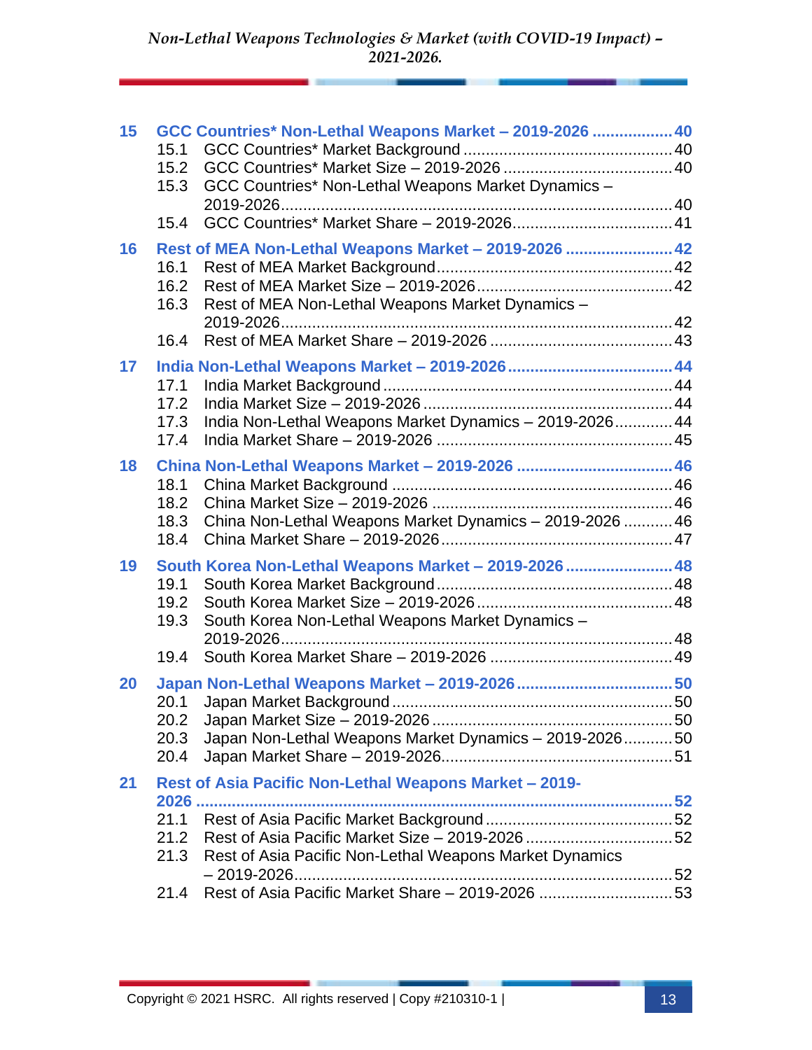**15 GCC Countries* Non-Lethal Weapons Market – 2019-2026 .................. 40**

- 15.1 GCC Countries* Market Background ............................................... 40
- 15.2 GCC Countries* Market Size – 2019-2026 ...................................... 40
- 15.3 GCC Countries* Non-Lethal Weapons Market Dynamics – 2019-2026....................................................................................... 40
- 15.4 GCC Countries* Market Share – 2019-2026.................................... 41

**16 Rest of MEA Non-Lethal Weapons Market – 2019-2026 ........................ 42**

- 16.1 Rest of MEA Market Background.................................................... 42
- 16.2 Rest of MEA Market Size – 2019-2026........................................... 42
- 16.3 Rest of MEA Non-Lethal Weapons Market Dynamics – 2019-2026....................................................................................... 42
- 16.4 Rest of MEA Market Share – 2019-2026 ........................................ 43

**17 India Non-Lethal Weapons Market – 2019-2026..................................... 44**

- 17.1 India Market Background ................................................................ 44
- 17.2 India Market Size – 2019-2026 ....................................................... 44
- 17.3 India Non-Lethal Weapons Market Dynamics – 2019-2026............. 44
- 17.4 India Market Share – 2019-2026 .................................................... 45

**18 China Non-Lethal Weapons Market – 2019-2026 .................................. 46**

- 18.1 China Market Background .............................................................. 46
- 18.2 China Market Size – 2019-2026 ..................................................... 46
- 18.3 China Non-Lethal Weapons Market Dynamics – 2019-2026 ........... 46
- 18.4 China Market Share – 2019-2026.................................................... 47

**19 South Korea Non-Lethal Weapons Market – 2019-2026........................ 48**

- 19.1 South Korea Market Background .................................................... 48
- 19.2 South Korea Market Size – 2019-2026........................................... 48
- 19.3 South Korea Non-Lethal Weapons Market Dynamics – 2019-2026....................................................................................... 48
- 19.4 South Korea Market Share – 2019-2026 ........................................ 49

**20 Japan Non-Lethal Weapons Market – 2019-2026.................................. 50**

- 20.1 Japan Market Background ............................................................... 50
- 20.2 Japan Market Size – 2019-2026 ..................................................... 50
- 20.3 Japan Non-Lethal Weapons Market Dynamics – 2019-2026........... 50
- 20.4 Japan Market Share – 2019-2026................................................... 51

**21 Rest of Asia Pacific Non-Lethal Weapons Market – 2019-2026 ......................................................................................................... 52**

- 21.1 Rest of Asia Pacific Market Background .......................................... 52
- 21.2 Rest of Asia Pacific Market Size – 2019-2026 ................................. 52
- 21.3 Rest of Asia Pacific Non-Lethal Weapons Market Dynamics – 2019-2026.................................................................................... 52
- 21.4 Rest of Asia Pacific Market Share – 2019-2026 .............................. 53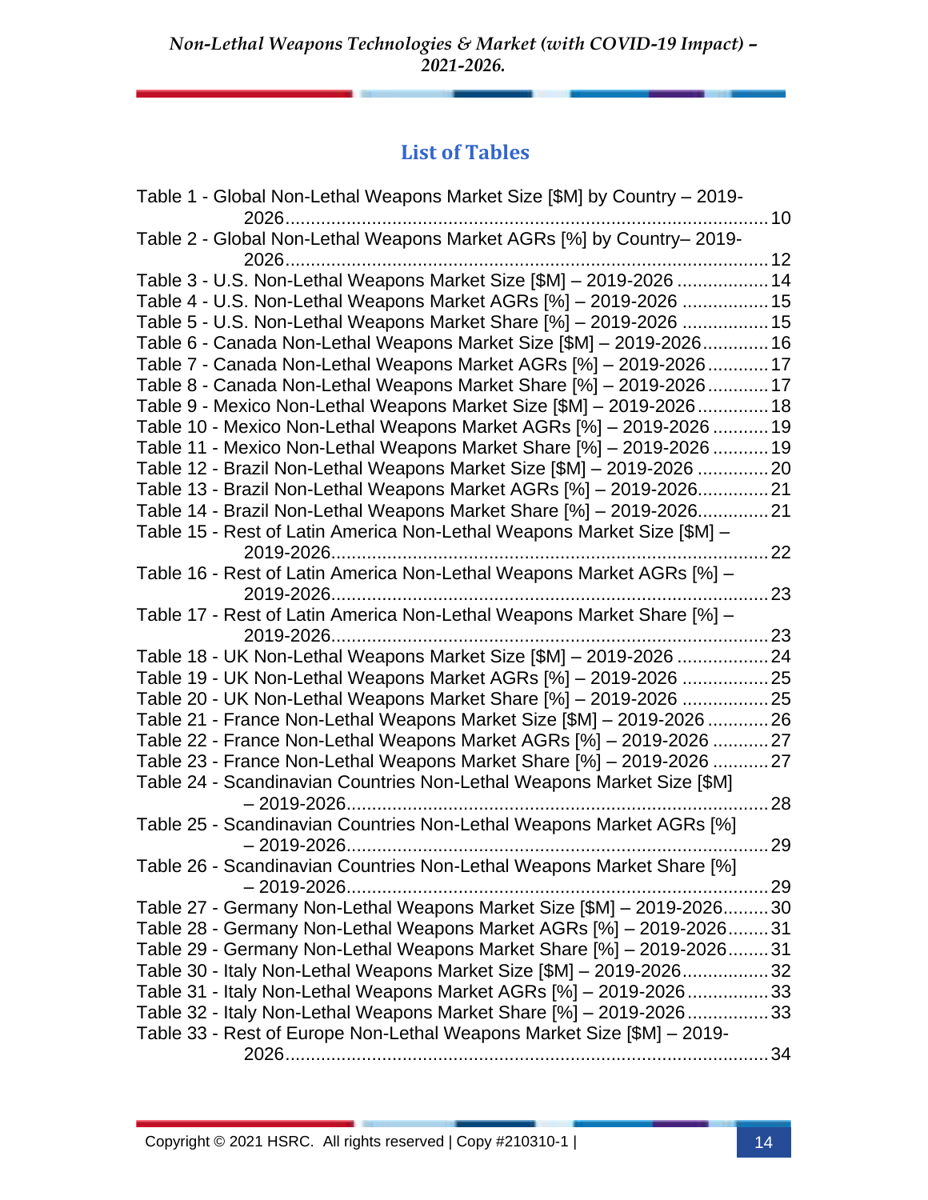## List of Tables

Table 1 - Global Non-Lethal Weapons Market Size [$M] by Country – 2019-2026 ........ 10
Table 2 - Global Non-Lethal Weapons Market AGRs [%] by Country– 2019-2026 ........ 12
Table 3 - U.S. Non-Lethal Weapons Market Size [$M] – 2019-2026 ........ 14
Table 4 - U.S. Non-Lethal Weapons Market AGRs [%] – 2019-2026 ........ 15
Table 5 - U.S. Non-Lethal Weapons Market Share [%] – 2019-2026 ........ 15
Table 6 - Canada Non-Lethal Weapons Market Size [$M] – 2019-2026 ........ 16
Table 7 - Canada Non-Lethal Weapons Market AGRs [%] – 2019-2026 ........ 17
Table 8 - Canada Non-Lethal Weapons Market Share [%] – 2019-2026 ........ 17
Table 9 - Mexico Non-Lethal Weapons Market Size [$M] – 2019-2026 ........ 18
Table 10 - Mexico Non-Lethal Weapons Market AGRs [%] – 2019-2026 ........ 19
Table 11 - Mexico Non-Lethal Weapons Market Share [%] – 2019-2026 ........ 19
Table 12 - Brazil Non-Lethal Weapons Market Size [$M] – 2019-2026 ........ 20
Table 13 - Brazil Non-Lethal Weapons Market AGRs [%] – 2019-2026 ........ 21
Table 14 - Brazil Non-Lethal Weapons Market Share [%] – 2019-2026 ........ 21
Table 15 - Rest of Latin America Non-Lethal Weapons Market Size [$M] – 2019-2026 ........ 22
Table 16 - Rest of Latin America Non-Lethal Weapons Market AGRs [%] – 2019-2026 ........ 23
Table 17 - Rest of Latin America Non-Lethal Weapons Market Share [%] – 2019-2026 ........ 23
Table 18 - UK Non-Lethal Weapons Market Size [$M] – 2019-2026 ........ 24
Table 19 - UK Non-Lethal Weapons Market AGRs [%] – 2019-2026 ........ 25
Table 20 - UK Non-Lethal Weapons Market Share [%] – 2019-2026 ........ 25
Table 21 - France Non-Lethal Weapons Market Size [$M] – 2019-2026 ........ 26
Table 22 - France Non-Lethal Weapons Market AGRs [%] – 2019-2026 ........ 27
Table 23 - France Non-Lethal Weapons Market Share [%] – 2019-2026 ........ 27
Table 24 - Scandinavian Countries Non-Lethal Weapons Market Size [$M] – 2019-2026 ........ 28
Table 25 - Scandinavian Countries Non-Lethal Weapons Market AGRs [%] – 2019-2026 ........ 29
Table 26 - Scandinavian Countries Non-Lethal Weapons Market Share [%] – 2019-2026 ........ 29
Table 27 - Germany Non-Lethal Weapons Market Size [$M] – 2019-2026 ........ 30
Table 28 - Germany Non-Lethal Weapons Market AGRs [%] – 2019-2026 ........ 31
Table 29 - Germany Non-Lethal Weapons Market Share [%] – 2019-2026 ........ 31
Table 30 - Italy Non-Lethal Weapons Market Size [$M] – 2019-2026 ........ 32
Table 31 - Italy Non-Lethal Weapons Market AGRs [%] – 2019-2026 ........ 33
Table 32 - Italy Non-Lethal Weapons Market Share [%] – 2019-2026 ........ 33
Table 33 - Rest of Europe Non-Lethal Weapons Market Size [$M] – 2019-2026 ........ 34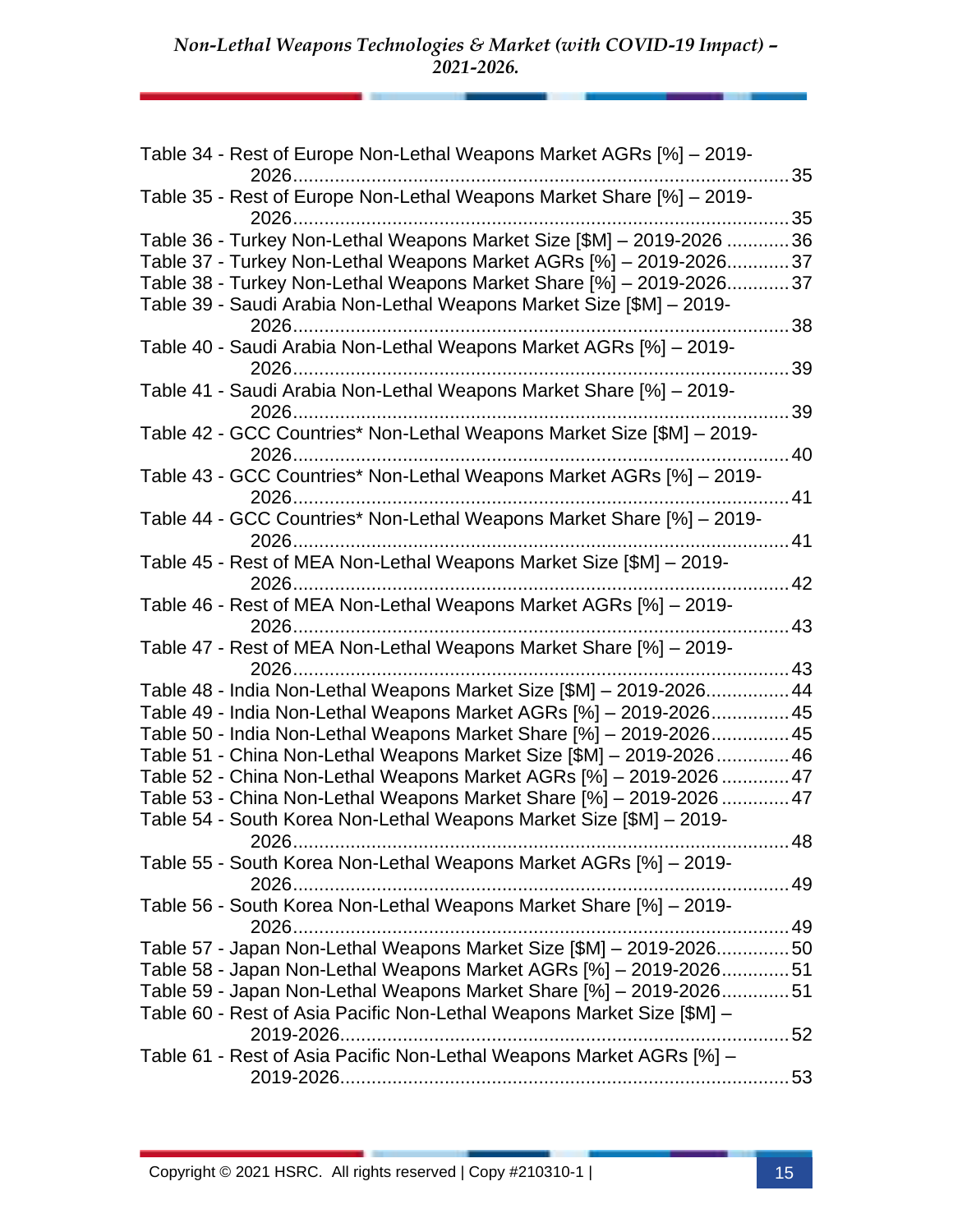Table 34 - Rest of Europe Non-Lethal Weapons Market AGRs [%] – 2019-2026 ........ 35
Table 35 - Rest of Europe Non-Lethal Weapons Market Share [%] – 2019-2026 ........ 35
Table 36 - Turkey Non-Lethal Weapons Market Size [$M] – 2019-2026 ........ 36
Table 37 - Turkey Non-Lethal Weapons Market AGRs [%] – 2019-2026 ........ 37
Table 38 - Turkey Non-Lethal Weapons Market Share [%] – 2019-2026 ........ 37
Table 39 - Saudi Arabia Non-Lethal Weapons Market Size [$M] – 2019-2026 ........ 38
Table 40 - Saudi Arabia Non-Lethal Weapons Market AGRs [%] – 2019-2026 ........ 39
Table 41 - Saudi Arabia Non-Lethal Weapons Market Share [%] – 2019-2026 ........ 39
Table 42 - GCC Countries* Non-Lethal Weapons Market Size [$M] – 2019-2026 ........ 40
Table 43 - GCC Countries* Non-Lethal Weapons Market AGRs [%] – 2019-2026 ........ 41
Table 44 - GCC Countries* Non-Lethal Weapons Market Share [%] – 2019-2026 ........ 41
Table 45 - Rest of MEA Non-Lethal Weapons Market Size [$M] – 2019-2026 ........ 42
Table 46 - Rest of MEA Non-Lethal Weapons Market AGRs [%] – 2019-2026 ........ 43
Table 47 - Rest of MEA Non-Lethal Weapons Market Share [%] – 2019-2026 ........ 43
Table 48 - India Non-Lethal Weapons Market Size [$M] – 2019-2026 ........ 44
Table 49 - India Non-Lethal Weapons Market AGRs [%] – 2019-2026 ........ 45
Table 50 - India Non-Lethal Weapons Market Share [%] – 2019-2026 ........ 45
Table 51 - China Non-Lethal Weapons Market Size [$M] – 2019-2026 ........ 46
Table 52 - China Non-Lethal Weapons Market AGRs [%] – 2019-2026 ........ 47
Table 53 - China Non-Lethal Weapons Market Share [%] – 2019-2026 ........ 47
Table 54 - South Korea Non-Lethal Weapons Market Size [$M] – 2019-2026 ........ 48
Table 55 - South Korea Non-Lethal Weapons Market AGRs [%] – 2019-2026 ........ 49
Table 56 - South Korea Non-Lethal Weapons Market Share [%] – 2019-2026 ........ 49
Table 57 - Japan Non-Lethal Weapons Market Size [$M] – 2019-2026 ........ 50
Table 58 - Japan Non-Lethal Weapons Market AGRs [%] – 2019-2026 ........ 51
Table 59 - Japan Non-Lethal Weapons Market Share [%] – 2019-2026 ........ 51
Table 60 - Rest of Asia Pacific Non-Lethal Weapons Market Size [$M] – 2019-2026 ........ 52
Table 61 - Rest of Asia Pacific Non-Lethal Weapons Market AGRs [%] – 2019-2026 ........ 53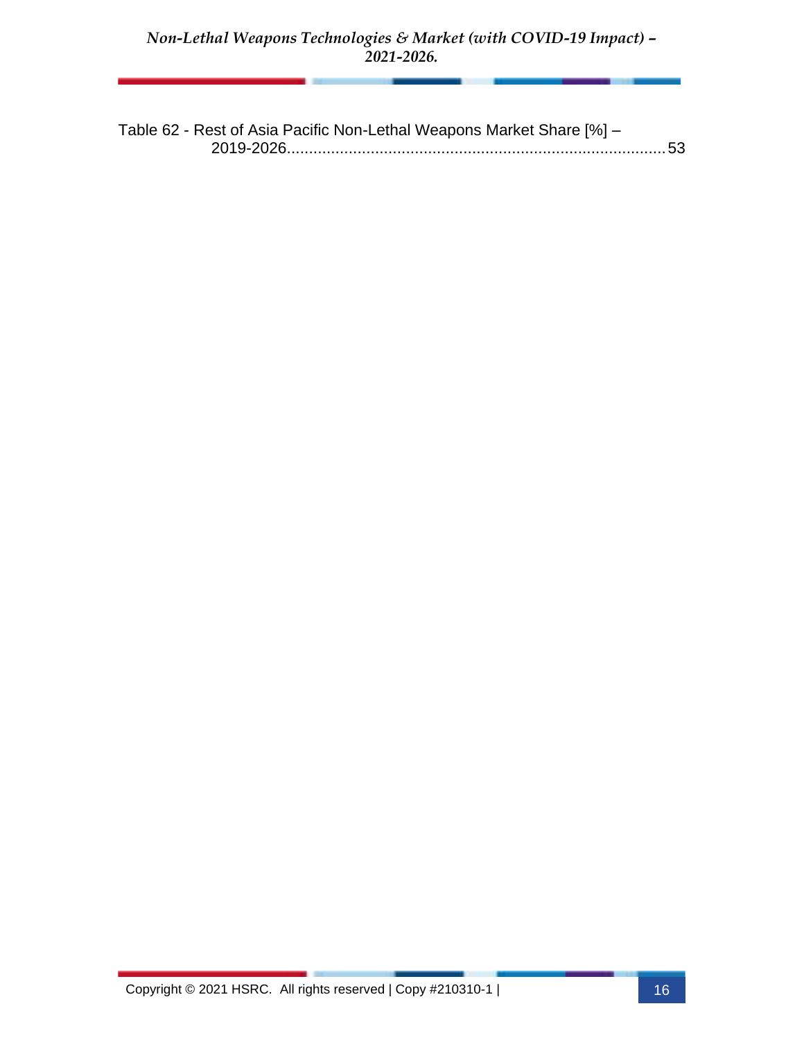Table 62 - Rest of Asia Pacific Non-Lethal Weapons Market Share [%] – 2019-2026 ......................................................................................... 53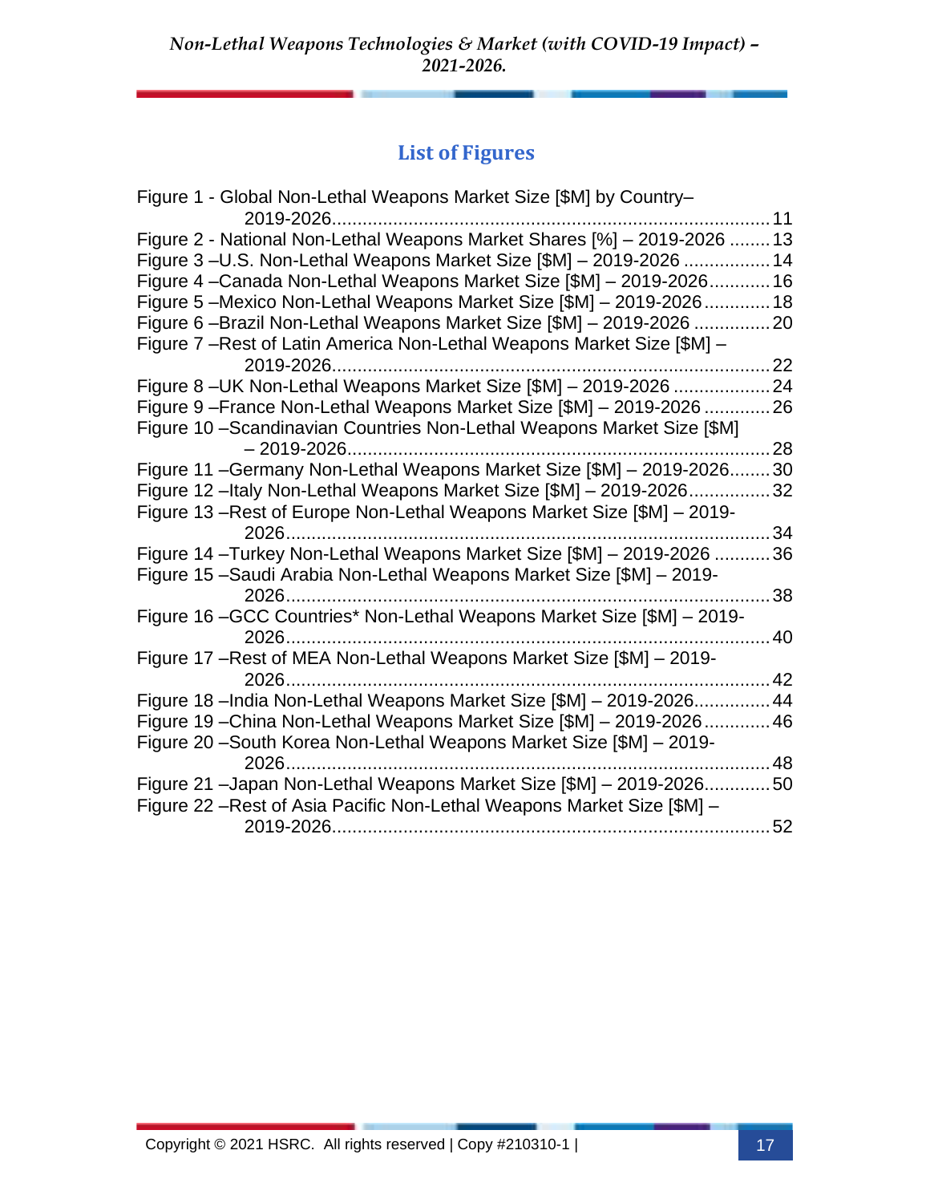## List of Figures

Figure 1 - Global Non-Lethal Weapons Market Size [$M] by Country– 2019-2026 ........ 11
Figure 2 - National Non-Lethal Weapons Market Shares [%] – 2019-2026 ........ 13
Figure 3 –U.S. Non-Lethal Weapons Market Size [$M] – 2019-2026 ........ 14
Figure 4 –Canada Non-Lethal Weapons Market Size [$M] – 2019-2026 ........ 16
Figure 5 –Mexico Non-Lethal Weapons Market Size [$M] – 2019-2026 ........ 18
Figure 6 –Brazil Non-Lethal Weapons Market Size [$M] – 2019-2026 ........ 20
Figure 7 –Rest of Latin America Non-Lethal Weapons Market Size [$M] – 2019-2026 ........ 22
Figure 8 –UK Non-Lethal Weapons Market Size [$M] – 2019-2026 ........ 24
Figure 9 –France Non-Lethal Weapons Market Size [$M] – 2019-2026 ........ 26
Figure 10 –Scandinavian Countries Non-Lethal Weapons Market Size [$M] – 2019-2026 ........ 28
Figure 11 –Germany Non-Lethal Weapons Market Size [$M] – 2019-2026 ........ 30
Figure 12 –Italy Non-Lethal Weapons Market Size [$M] – 2019-2026 ........ 32
Figure 13 –Rest of Europe Non-Lethal Weapons Market Size [$M] – 2019-2026 ........ 34
Figure 14 –Turkey Non-Lethal Weapons Market Size [$M] – 2019-2026 ........ 36
Figure 15 –Saudi Arabia Non-Lethal Weapons Market Size [$M] – 2019-2026 ........ 38
Figure 16 –GCC Countries* Non-Lethal Weapons Market Size [$M] – 2019-2026 ........ 40
Figure 17 –Rest of MEA Non-Lethal Weapons Market Size [$M] – 2019-2026 ........ 42
Figure 18 –India Non-Lethal Weapons Market Size [$M] – 2019-2026 ........ 44
Figure 19 –China Non-Lethal Weapons Market Size [$M] – 2019-2026 ........ 46
Figure 20 –South Korea Non-Lethal Weapons Market Size [$M] – 2019-2026 ........ 48
Figure 21 –Japan Non-Lethal Weapons Market Size [$M] – 2019-2026 ........ 50
Figure 22 –Rest of Asia Pacific Non-Lethal Weapons Market Size [$M] – 2019-2026 ........ 52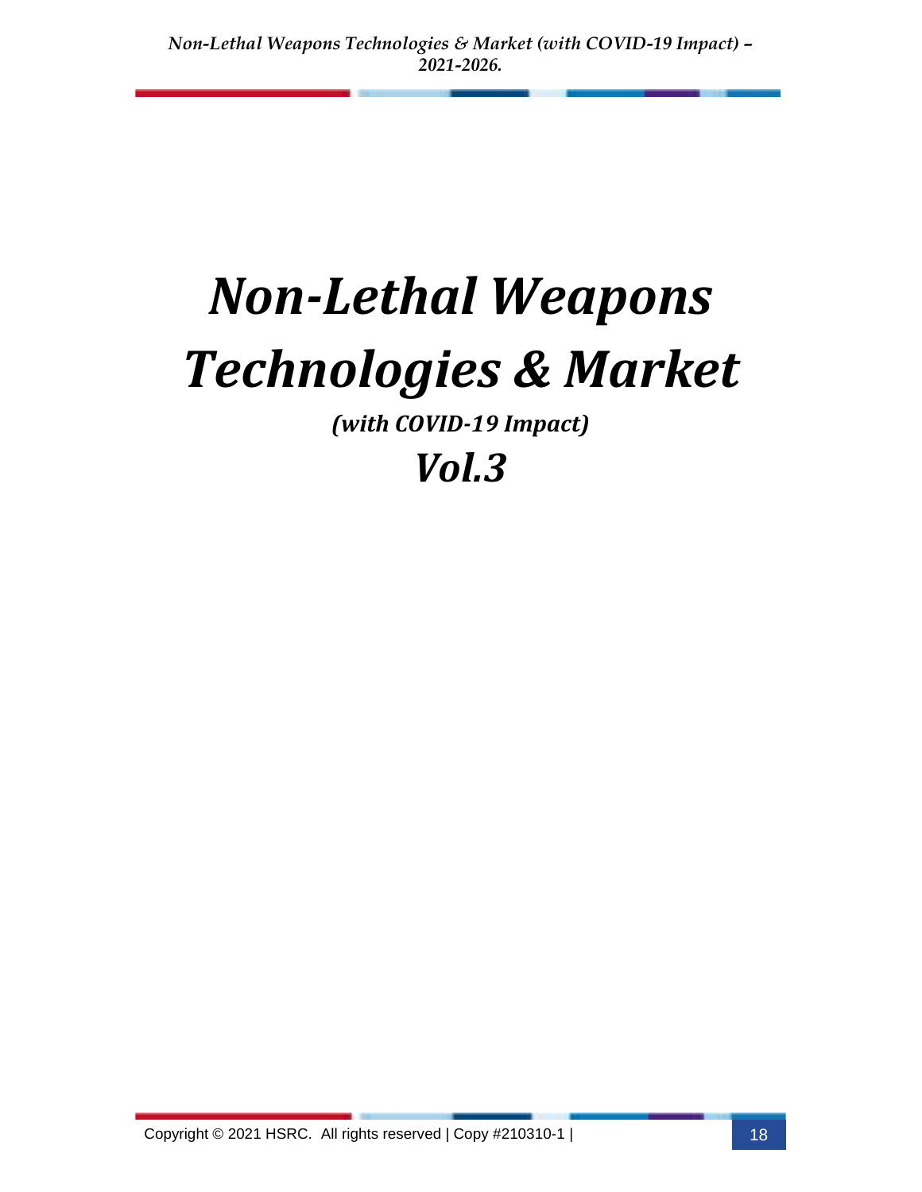# *Non-Lethal Weapons Technologies & Market*

### *(with COVID-19 Impact)*

## *Vol.3*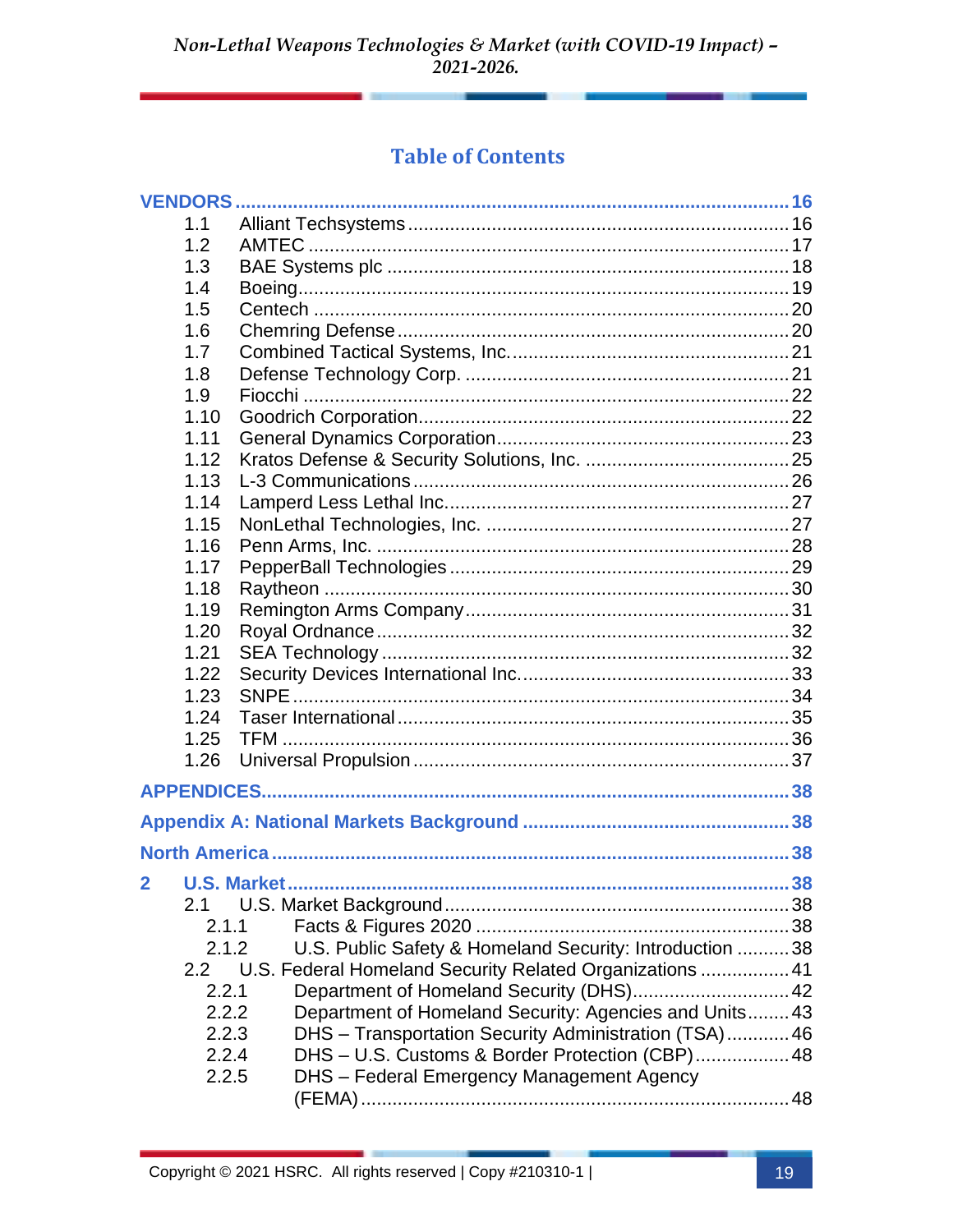## Table of Contents

**VENDORS** .......... 16

- 1.1 Alliant Techsystems .......... 16
- 1.2 AMTEC .......... 17
- 1.3 BAE Systems plc .......... 18
- 1.4 Boeing .......... 19
- 1.5 Centech .......... 20
- 1.6 Chemring Defense .......... 20
- 1.7 Combined Tactical Systems, Inc. .......... 21
- 1.8 Defense Technology Corp. .......... 21
- 1.9 Fiocchi .......... 22
- 1.10 Goodrich Corporation .......... 22
- 1.11 General Dynamics Corporation .......... 23
- 1.12 Kratos Defense & Security Solutions, Inc. .......... 25
- 1.13 L-3 Communications .......... 26
- 1.14 Lamperd Less Lethal Inc. .......... 27
- 1.15 NonLethal Technologies, Inc. .......... 27
- 1.16 Penn Arms, Inc. .......... 28
- 1.17 PepperBall Technologies .......... 29
- 1.18 Raytheon .......... 30
- 1.19 Remington Arms Company .......... 31
- 1.20 Royal Ordnance .......... 32
- 1.21 SEA Technology .......... 32
- 1.22 Security Devices International Inc. .......... 33
- 1.23 SNPE .......... 34
- 1.24 Taser International .......... 35
- 1.25 TFM .......... 36
- 1.26 Universal Propulsion .......... 37

**APPENDICES** .......... 38

**Appendix A: National Markets Background** .......... 38

**North America** .......... 38

**2 U.S. Market** .......... 38

- 2.1 U.S. Market Background .......... 38
  - 2.1.1 Facts & Figures 2020 .......... 38
  - 2.1.2 U.S. Public Safety & Homeland Security: Introduction .......... 38
- 2.2 U.S. Federal Homeland Security Related Organizations .......... 41
  - 2.2.1 Department of Homeland Security (DHS) .......... 42
  - 2.2.2 Department of Homeland Security: Agencies and Units .......... 43
  - 2.2.3 DHS – Transportation Security Administration (TSA) .......... 46
  - 2.2.4 DHS – U.S. Customs & Border Protection (CBP) .......... 48
  - 2.2.5 DHS – Federal Emergency Management Agency (FEMA) .......... 48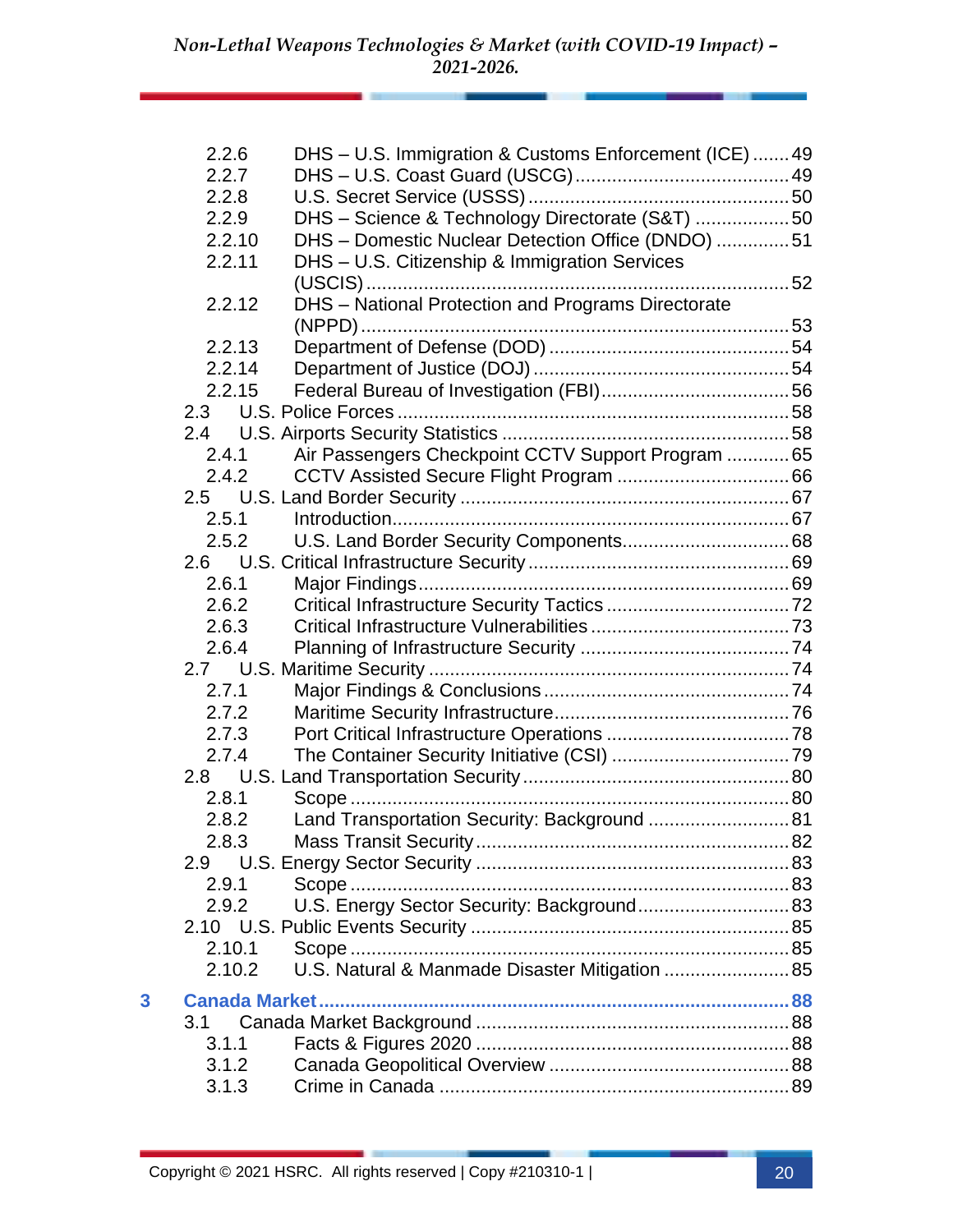- 2.2.6 DHS – U.S. Immigration & Customs Enforcement (ICE) ....... 49
- 2.2.7 DHS – U.S. Coast Guard (USCG) ........................................ 49
- 2.2.8 U.S. Secret Service (USSS) ................................................. 50
- 2.2.9 DHS – Science & Technology Directorate (S&T) .................. 50
- 2.2.10 DHS – Domestic Nuclear Detection Office (DNDO) .............. 51
- 2.2.11 DHS – U.S. Citizenship & Immigration Services (USCIS) ................................................................................ 52
- 2.2.12 DHS – National Protection and Programs Directorate (NPPD) ................................................................................. 53
- 2.2.13 Department of Defense (DOD) ............................................. 54
- 2.2.14 Department of Justice (DOJ) ................................................ 54
- 2.2.15 Federal Bureau of Investigation (FBI) ................................... 56
- 2.3 U.S. Police Forces .......................................................................... 58
- 2.4 U.S. Airports Security Statistics ...................................................... 58
  - 2.4.1 Air Passengers Checkpoint CCTV Support Program ............ 65
  - 2.4.2 CCTV Assisted Secure Flight Program ................................. 66
- 2.5 U.S. Land Border Security ............................................................... 67
  - 2.5.1 Introduction ........................................................................... 67
  - 2.5.2 U.S. Land Border Security Components ............................... 68
- 2.6 U.S. Critical Infrastructure Security ................................................. 69
  - 2.6.1 Major Findings ....................................................................... 69
  - 2.6.2 Critical Infrastructure Security Tactics .................................. 72
  - 2.6.3 Critical Infrastructure Vulnerabilities ..................................... 73
  - 2.6.4 Planning of Infrastructure Security ........................................ 74
- 2.7 U.S. Maritime Security .................................................................... 74
  - 2.7.1 Major Findings & Conclusions ............................................... 74
  - 2.7.2 Maritime Security Infrastructure ............................................. 76
  - 2.7.3 Port Critical Infrastructure Operations ................................... 78
  - 2.7.4 The Container Security Initiative (CSI) ................................. 79
- 2.8 U.S. Land Transportation Security .................................................. 80
  - 2.8.1 Scope .................................................................................... 80
  - 2.8.2 Land Transportation Security: Background ........................... 81
  - 2.8.3 Mass Transit Security ............................................................ 82
- 2.9 U.S. Energy Sector Security ........................................................... 83
  - 2.9.1 Scope .................................................................................... 83
  - 2.9.2 U.S. Energy Sector Security: Background ............................. 83
- 2.10 U.S. Public Events Security ........................................................... 85
  - 2.10.1 Scope .................................................................................. 85
  - 2.10.2 U.S. Natural & Manmade Disaster Mitigation ...................... 85

**3 Canada Market ................................................................................ 88**

- 3.1 Canada Market Background ........................................................... 88
  - 3.1.1 Facts & Figures 2020 ............................................................ 88
  - 3.1.2 Canada Geopolitical Overview .............................................. 88
  - 3.1.3 Crime in Canada ................................................................... 89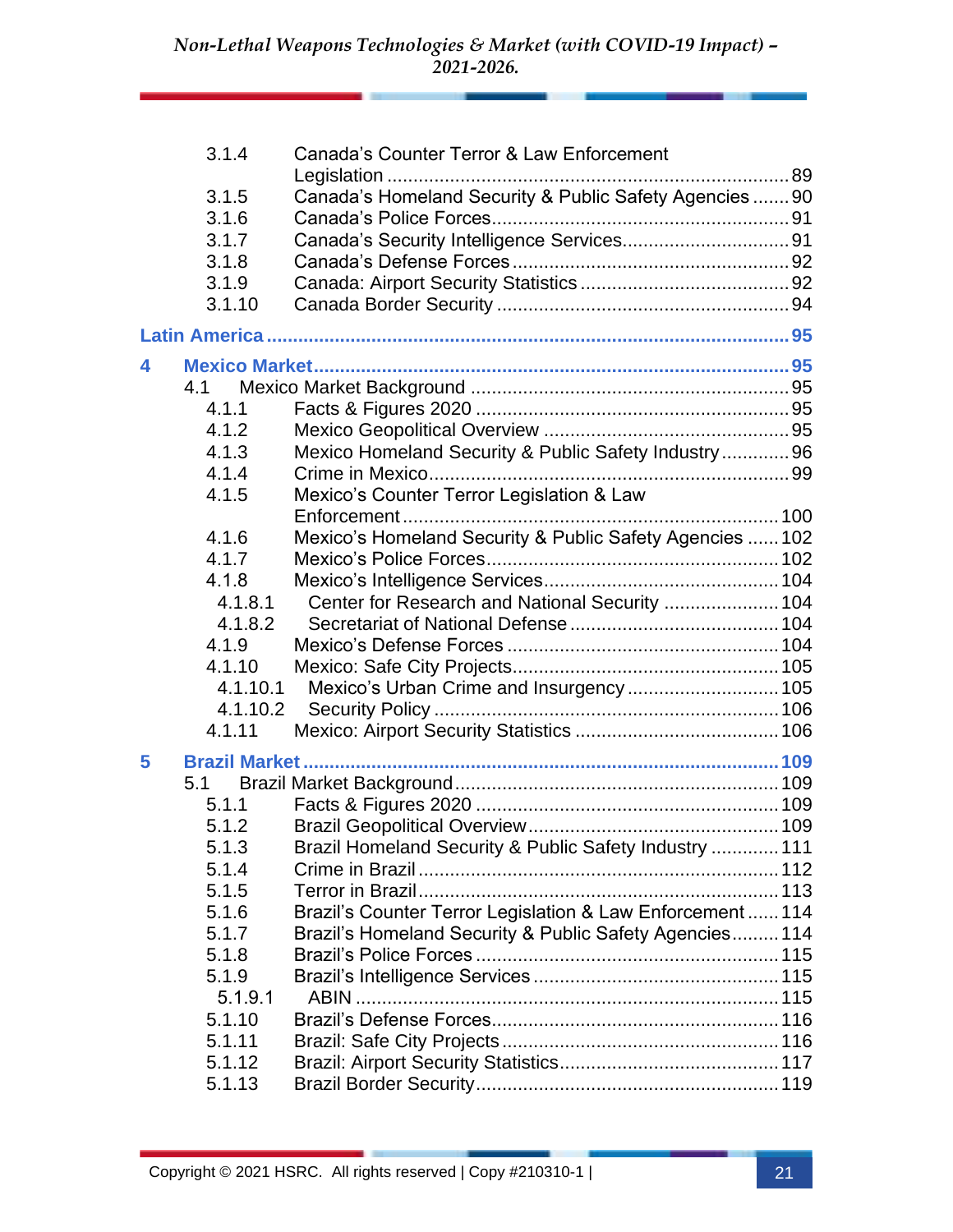3.1.4 Canada's Counter Terror & Law Enforcement Legislation ... 89
3.1.5 Canada's Homeland Security & Public Safety Agencies ... 90
3.1.6 Canada's Police Forces ... 91
3.1.7 Canada's Security Intelligence Services ... 91
3.1.8 Canada's Defense Forces ... 92
3.1.9 Canada: Airport Security Statistics ... 92
3.1.10 Canada Border Security ... 94

**Latin America ... 95**

**4 Mexico Market ... 95**

4.1 Mexico Market Background ... 95
4.1.1 Facts & Figures 2020 ... 95
4.1.2 Mexico Geopolitical Overview ... 95
4.1.3 Mexico Homeland Security & Public Safety Industry ... 96
4.1.4 Crime in Mexico ... 99
4.1.5 Mexico's Counter Terror Legislation & Law Enforcement ... 100
4.1.6 Mexico's Homeland Security & Public Safety Agencies ... 102
4.1.7 Mexico's Police Forces ... 102
4.1.8 Mexico's Intelligence Services ... 104
4.1.8.1 Center for Research and National Security ... 104
4.1.8.2 Secretariat of National Defense ... 104
4.1.9 Mexico's Defense Forces ... 104
4.1.10 Mexico: Safe City Projects ... 105
4.1.10.1 Mexico's Urban Crime and Insurgency ... 105
4.1.10.2 Security Policy ... 106
4.1.11 Mexico: Airport Security Statistics ... 106

**5 Brazil Market ... 109**

5.1 Brazil Market Background ... 109
5.1.1 Facts & Figures 2020 ... 109
5.1.2 Brazil Geopolitical Overview ... 109
5.1.3 Brazil Homeland Security & Public Safety Industry ... 111
5.1.4 Crime in Brazil ... 112
5.1.5 Terror in Brazil ... 113
5.1.6 Brazil's Counter Terror Legislation & Law Enforcement ... 114
5.1.7 Brazil's Homeland Security & Public Safety Agencies ... 114
5.1.8 Brazil's Police Forces ... 115
5.1.9 Brazil's Intelligence Services ... 115
5.1.9.1 ABIN ... 115
5.1.10 Brazil's Defense Forces ... 116
5.1.11 Brazil: Safe City Projects ... 116
5.1.12 Brazil: Airport Security Statistics ... 117
5.1.13 Brazil Border Security ... 119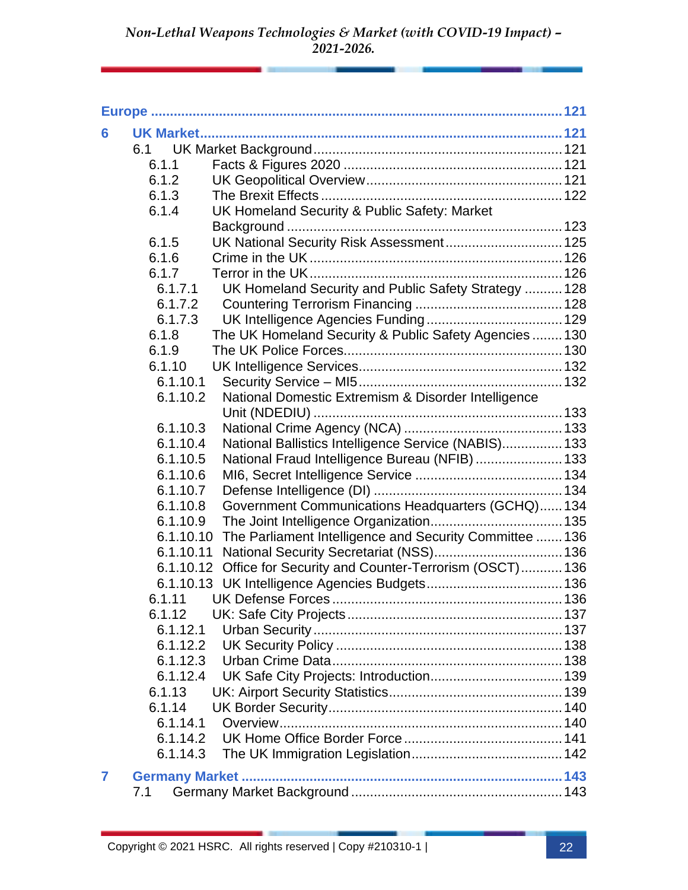**Europe** ........................................................................................................ 121

**6 UK Market** ........................................................................................................ 121

- 6.1 UK Market Background ........................................................................ 121
  - 6.1.1 Facts & Figures 2020 ........................................................................ 121
  - 6.1.2 UK Geopolitical Overview ........................................................................ 121
  - 6.1.3 The Brexit Effects ........................................................................ 122
  - 6.1.4 UK Homeland Security & Public Safety: Market Background ........................................................................ 123
  - 6.1.5 UK National Security Risk Assessment ........................................................................ 125
  - 6.1.6 Crime in the UK ........................................................................ 126
  - 6.1.7 Terror in the UK ........................................................................ 126
    - 6.1.7.1 UK Homeland Security and Public Safety Strategy .......... 128
    - 6.1.7.2 Countering Terrorism Financing ........................................................................ 128
    - 6.1.7.3 UK Intelligence Agencies Funding ........................................................................ 129
  - 6.1.8 The UK Homeland Security & Public Safety Agencies ........ 130
  - 6.1.9 The UK Police Forces ........................................................................ 130
  - 6.1.10 UK Intelligence Services ........................................................................ 132
    - 6.1.10.1 Security Service – MI5 ........................................................................ 132
    - 6.1.10.2 National Domestic Extremism & Disorder Intelligence Unit (NDEDIU) ........................................................................ 133
    - 6.1.10.3 National Crime Agency (NCA) ........................................................................ 133
    - 6.1.10.4 National Ballistics Intelligence Service (NABIS) ................ 133
    - 6.1.10.5 National Fraud Intelligence Bureau (NFIB) ........................................................................ 133
    - 6.1.10.6 MI6, Secret Intelligence Service ........................................................................ 134
    - 6.1.10.7 Defense Intelligence (DI) ........................................................................ 134
    - 6.1.10.8 Government Communications Headquarters (GCHQ) ...... 134
    - 6.1.10.9 The Joint Intelligence Organization ........................................................................ 135
    - 6.1.10.10 The Parliament Intelligence and Security Committee ....... 136
    - 6.1.10.11 National Security Secretariat (NSS) ........................................................................ 136
    - 6.1.10.12 Office for Security and Counter-Terrorism (OSCT) ........... 136
    - 6.1.10.13 UK Intelligence Agencies Budgets ........................................................................ 136
  - 6.1.11 UK Defense Forces ........................................................................ 136
  - 6.1.12 UK: Safe City Projects ........................................................................ 137
    - 6.1.12.1 Urban Security ........................................................................ 137
    - 6.1.12.2 UK Security Policy ........................................................................ 138
    - 6.1.12.3 Urban Crime Data ........................................................................ 138
    - 6.1.12.4 UK Safe City Projects: Introduction ........................................................................ 139
  - 6.1.13 UK: Airport Security Statistics ........................................................................ 139
  - 6.1.14 UK Border Security ........................................................................ 140
    - 6.1.14.1 Overview ........................................................................ 140
    - 6.1.14.2 UK Home Office Border Force ........................................................................ 141
    - 6.1.14.3 The UK Immigration Legislation ........................................................................ 142

**7 Germany Market** ........................................................................................................ 143

- 7.1 Germany Market Background ........................................................................ 143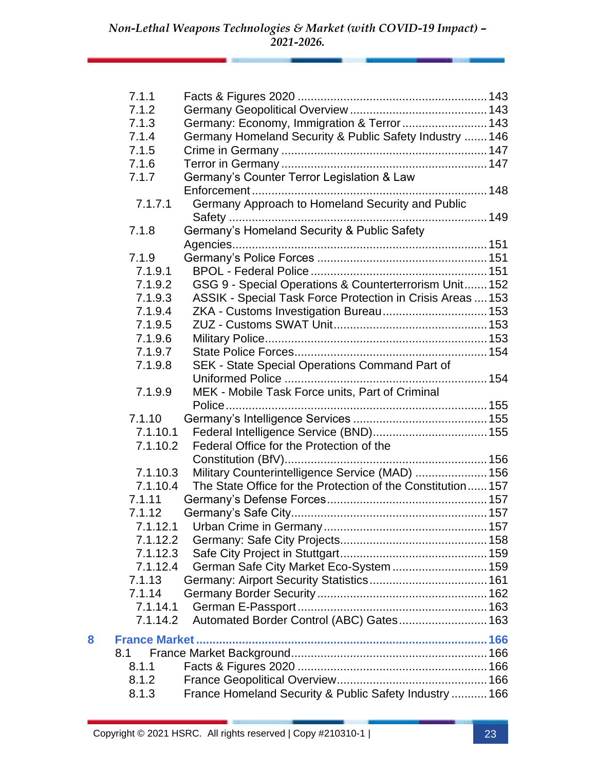- 7.1.1 Facts & Figures 2020 ......... 143
- 7.1.2 Germany Geopolitical Overview ......... 143
- 7.1.3 Germany: Economy, Immigration & Terror ......... 143
- 7.1.4 Germany Homeland Security & Public Safety Industry ......... 146
- 7.1.5 Crime in Germany ......... 147
- 7.1.6 Terror in Germany ......... 147
- 7.1.7 Germany's Counter Terror Legislation & Law Enforcement ......... 148
  - 7.1.7.1 Germany Approach to Homeland Security and Public Safety ......... 149
- 7.1.8 Germany's Homeland Security & Public Safety Agencies ......... 151
- 7.1.9 Germany's Police Forces ......... 151
  - 7.1.9.1 BPOL - Federal Police ......... 151
  - 7.1.9.2 GSG 9 - Special Operations & Counterterrorism Unit ......... 152
  - 7.1.9.3 ASSIK - Special Task Force Protection in Crisis Areas ......... 153
  - 7.1.9.4 ZKA - Customs Investigation Bureau ......... 153
  - 7.1.9.5 ZUZ - Customs SWAT Unit ......... 153
  - 7.1.9.6 Military Police ......... 153
  - 7.1.9.7 State Police Forces ......... 154
  - 7.1.9.8 SEK - State Special Operations Command Part of Uniformed Police ......... 154
  - 7.1.9.9 MEK - Mobile Task Force units, Part of Criminal Police ......... 155
- 7.1.10 Germany's Intelligence Services ......... 155
  - 7.1.10.1 Federal Intelligence Service (BND) ......... 155
  - 7.1.10.2 Federal Office for the Protection of the Constitution (BfV) ......... 156
  - 7.1.10.3 Military Counterintelligence Service (MAD) ......... 156
  - 7.1.10.4 The State Office for the Protection of the Constitution ......... 157
- 7.1.11 Germany's Defense Forces ......... 157
- 7.1.12 Germany's Safe City ......... 157
  - 7.1.12.1 Urban Crime in Germany ......... 157
  - 7.1.12.2 Germany: Safe City Projects ......... 158
  - 7.1.12.3 Safe City Project in Stuttgart ......... 159
  - 7.1.12.4 German Safe City Market Eco-System ......... 159
- 7.1.13 Germany: Airport Security Statistics ......... 161
- 7.1.14 Germany Border Security ......... 162
  - 7.1.14.1 German E-Passport ......... 163
  - 7.1.14.2 Automated Border Control (ABC) Gates ......... 163

**8 France Market ......... 166**

- 8.1 France Market Background ......... 166
  - 8.1.1 Facts & Figures 2020 ......... 166
  - 8.1.2 France Geopolitical Overview ......... 166
  - 8.1.3 France Homeland Security & Public Safety Industry ......... 166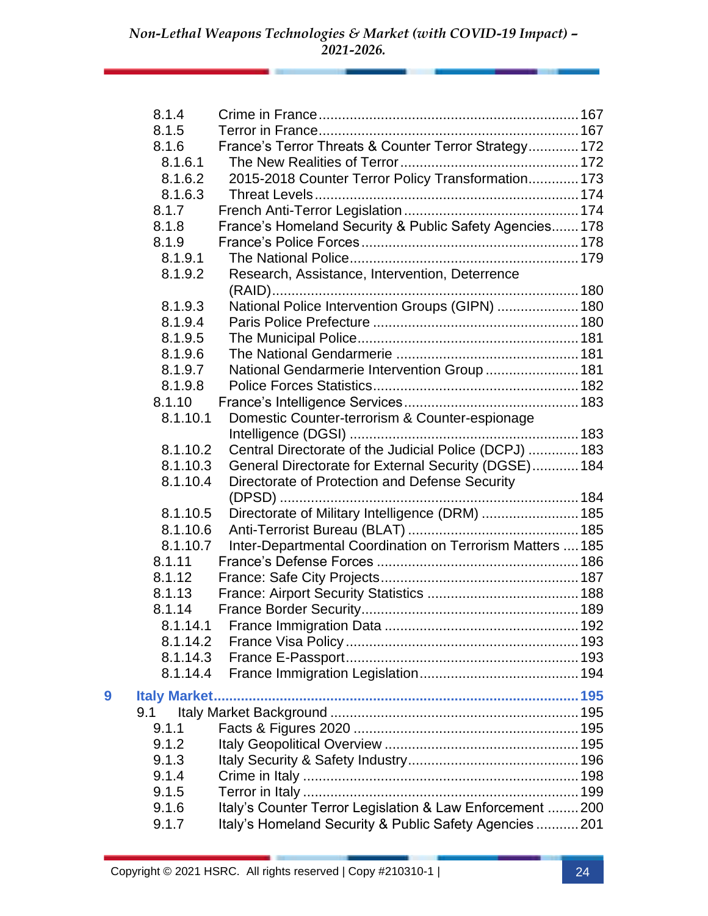8.1.4 Crime in France .......... 167
8.1.5 Terror in France .......... 167
8.1.6 France's Terror Threats & Counter Terror Strategy .......... 172
8.1.6.1 The New Realities of Terror .......... 172
8.1.6.2 2015-2018 Counter Terror Policy Transformation .......... 173
8.1.6.3 Threat Levels .......... 174
8.1.7 French Anti-Terror Legislation .......... 174
8.1.8 France's Homeland Security & Public Safety Agencies .......... 178
8.1.9 France's Police Forces .......... 178
8.1.9.1 The National Police .......... 179
8.1.9.2 Research, Assistance, Intervention, Deterrence (RAID) .......... 180
8.1.9.3 National Police Intervention Groups (GIPN) .......... 180
8.1.9.4 Paris Police Prefecture .......... 180
8.1.9.5 The Municipal Police .......... 181
8.1.9.6 The National Gendarmerie .......... 181
8.1.9.7 National Gendarmerie Intervention Group .......... 181
8.1.9.8 Police Forces Statistics .......... 182
8.1.10 France's Intelligence Services .......... 183
8.1.10.1 Domestic Counter-terrorism & Counter-espionage Intelligence (DGSI) .......... 183
8.1.10.2 Central Directorate of the Judicial Police (DCPJ) .......... 183
8.1.10.3 General Directorate for External Security (DGSE) .......... 184
8.1.10.4 Directorate of Protection and Defense Security (DPSD) .......... 184
8.1.10.5 Directorate of Military Intelligence (DRM) .......... 185
8.1.10.6 Anti-Terrorist Bureau (BLAT) .......... 185
8.1.10.7 Inter-Departmental Coordination on Terrorism Matters .......... 185
8.1.11 France's Defense Forces .......... 186
8.1.12 France: Safe City Projects .......... 187
8.1.13 France: Airport Security Statistics .......... 188
8.1.14 France Border Security .......... 189
8.1.14.1 France Immigration Data .......... 192
8.1.14.2 France Visa Policy .......... 193
8.1.14.3 France E-Passport .......... 193
8.1.14.4 France Immigration Legislation .......... 194

**9 Italy Market .......... 195**

9.1 Italy Market Background .......... 195
9.1.1 Facts & Figures 2020 .......... 195
9.1.2 Italy Geopolitical Overview .......... 195
9.1.3 Italy Security & Safety Industry .......... 196
9.1.4 Crime in Italy .......... 198
9.1.5 Terror in Italy .......... 199
9.1.6 Italy's Counter Terror Legislation & Law Enforcement .......... 200
9.1.7 Italy's Homeland Security & Public Safety Agencies .......... 201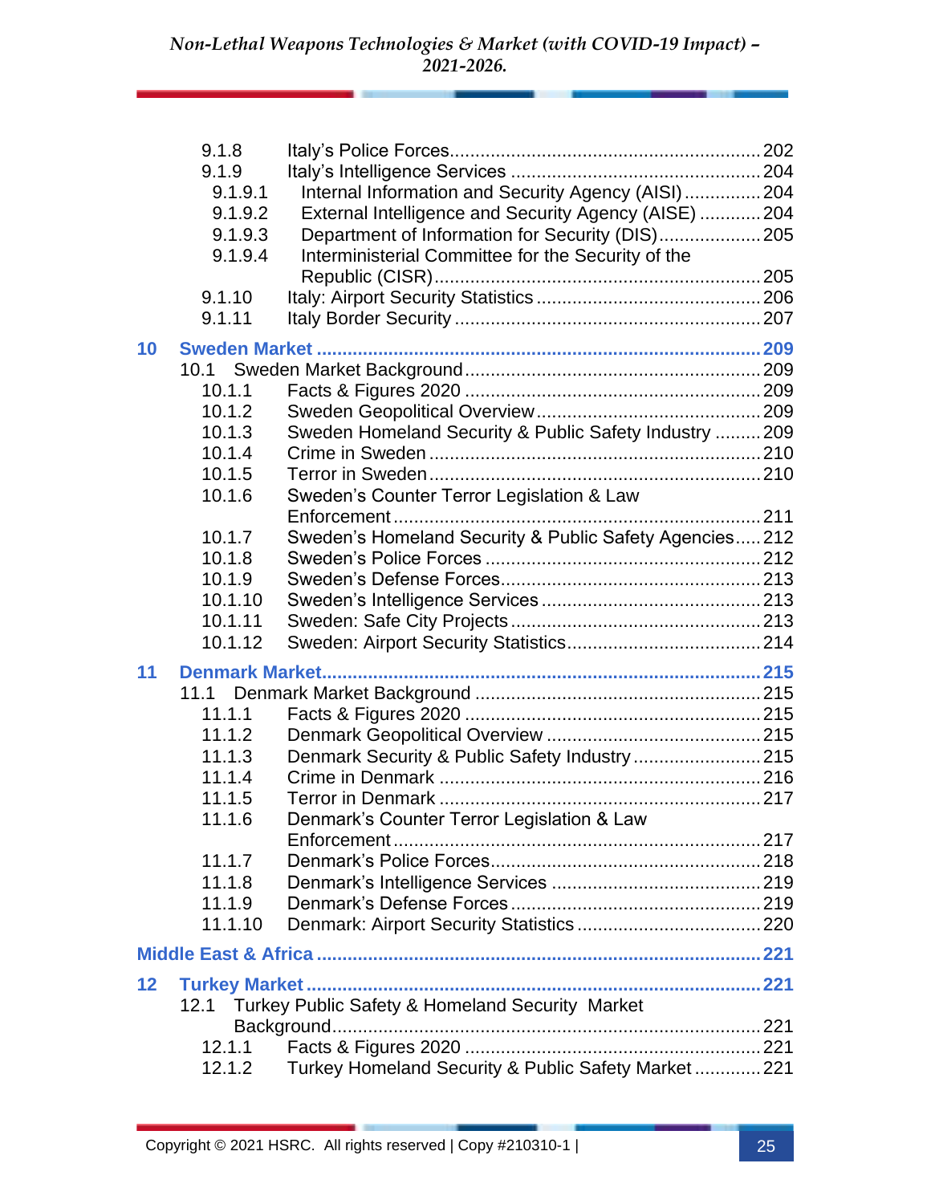9.1.8 Italy's Police Forces ... 202
9.1.9 Italy's Intelligence Services ... 204
9.1.9.1 Internal Information and Security Agency (AISI) ... 204
9.1.9.2 External Intelligence and Security Agency (AISE) ... 204
9.1.9.3 Department of Information for Security (DIS) ... 205
9.1.9.4 Interministerial Committee for the Security of the Republic (CISR) ... 205
9.1.10 Italy: Airport Security Statistics ... 206
9.1.11 Italy Border Security ... 207

**10 Sweden Market ... 209**

10.1 Sweden Market Background ... 209
10.1.1 Facts & Figures 2020 ... 209
10.1.2 Sweden Geopolitical Overview ... 209
10.1.3 Sweden Homeland Security & Public Safety Industry ... 209
10.1.4 Crime in Sweden ... 210
10.1.5 Terror in Sweden ... 210
10.1.6 Sweden's Counter Terror Legislation & Law Enforcement ... 211
10.1.7 Sweden's Homeland Security & Public Safety Agencies ... 212
10.1.8 Sweden's Police Forces ... 212
10.1.9 Sweden's Defense Forces ... 213
10.1.10 Sweden's Intelligence Services ... 213
10.1.11 Sweden: Safe City Projects ... 213
10.1.12 Sweden: Airport Security Statistics ... 214

**11 Denmark Market ... 215**

11.1 Denmark Market Background ... 215
11.1.1 Facts & Figures 2020 ... 215
11.1.2 Denmark Geopolitical Overview ... 215
11.1.3 Denmark Security & Public Safety Industry ... 215
11.1.4 Crime in Denmark ... 216
11.1.5 Terror in Denmark ... 217
11.1.6 Denmark's Counter Terror Legislation & Law Enforcement ... 217
11.1.7 Denmark's Police Forces ... 218
11.1.8 Denmark's Intelligence Services ... 219
11.1.9 Denmark's Defense Forces ... 219
11.1.10 Denmark: Airport Security Statistics ... 220

**Middle East & Africa ... 221**

**12 Turkey Market ... 221**

12.1 Turkey Public Safety & Homeland Security Market Background ... 221
12.1.1 Facts & Figures 2020 ... 221
12.1.2 Turkey Homeland Security & Public Safety Market ... 221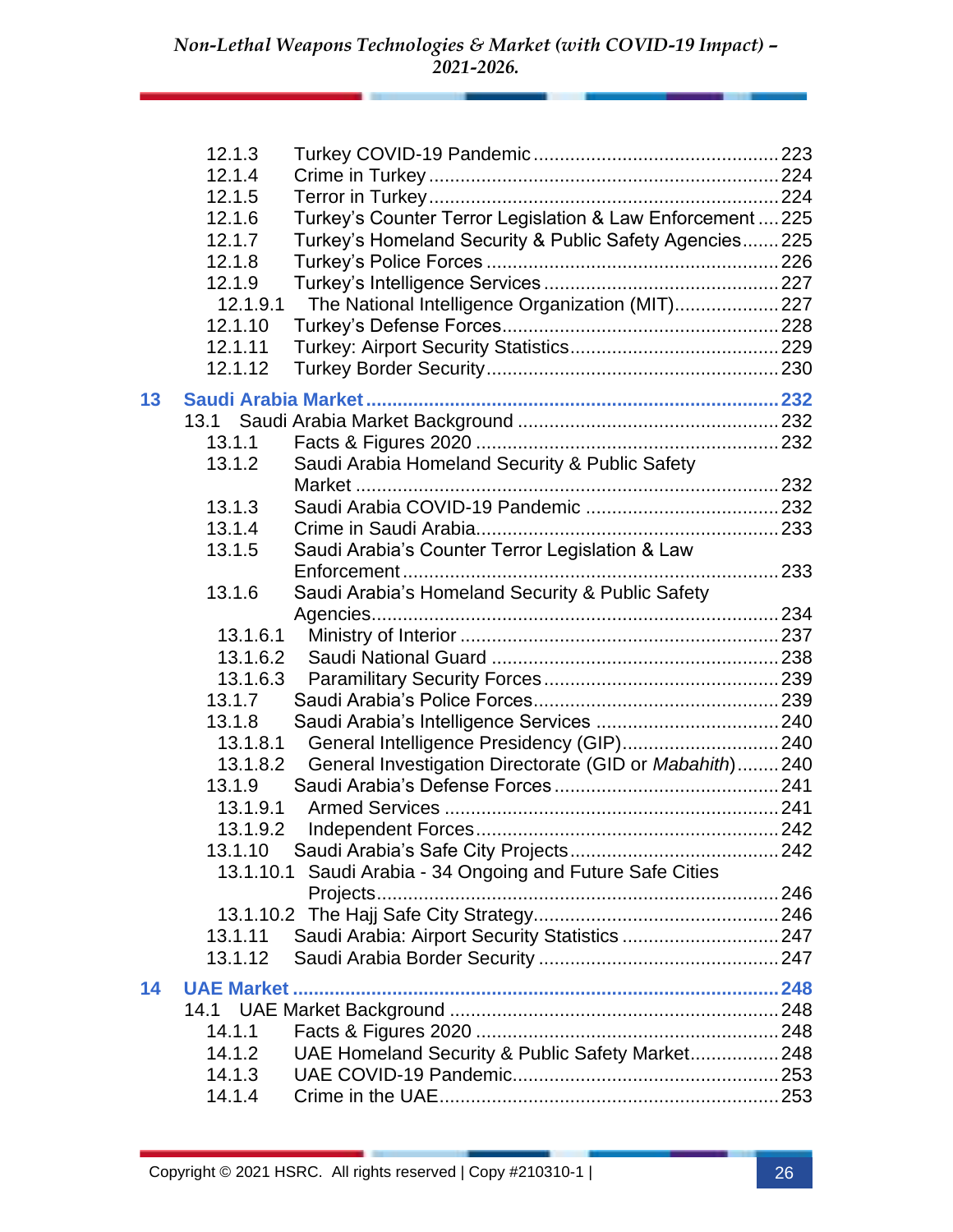12.1.3 Turkey COVID-19 Pandemic ..... 223
12.1.4 Crime in Turkey ..... 224
12.1.5 Terror in Turkey ..... 224
12.1.6 Turkey's Counter Terror Legislation & Law Enforcement ..... 225
12.1.7 Turkey's Homeland Security & Public Safety Agencies ..... 225
12.1.8 Turkey's Police Forces ..... 226
12.1.9 Turkey's Intelligence Services ..... 227
12.1.9.1 The National Intelligence Organization (MIT) ..... 227
12.1.10 Turkey's Defense Forces ..... 228
12.1.11 Turkey: Airport Security Statistics ..... 229
12.1.12 Turkey Border Security ..... 230

**13 Saudi Arabia Market ..... 232**

13.1 Saudi Arabia Market Background ..... 232
13.1.1 Facts & Figures 2020 ..... 232
13.1.2 Saudi Arabia Homeland Security & Public Safety Market ..... 232
13.1.3 Saudi Arabia COVID-19 Pandemic ..... 232
13.1.4 Crime in Saudi Arabia ..... 233
13.1.5 Saudi Arabia's Counter Terror Legislation & Law Enforcement ..... 233
13.1.6 Saudi Arabia's Homeland Security & Public Safety Agencies ..... 234
13.1.6.1 Ministry of Interior ..... 237
13.1.6.2 Saudi National Guard ..... 238
13.1.6.3 Paramilitary Security Forces ..... 239
13.1.7 Saudi Arabia's Police Forces ..... 239
13.1.8 Saudi Arabia's Intelligence Services ..... 240
13.1.8.1 General Intelligence Presidency (GIP) ..... 240
13.1.8.2 General Investigation Directorate (GID or *Mabahith*) ..... 240
13.1.9 Saudi Arabia's Defense Forces ..... 241
13.1.9.1 Armed Services ..... 241
13.1.9.2 Independent Forces ..... 242
13.1.10 Saudi Arabia's Safe City Projects ..... 242
13.1.10.1 Saudi Arabia - 34 Ongoing and Future Safe Cities Projects ..... 246
13.1.10.2 The Hajj Safe City Strategy ..... 246
13.1.11 Saudi Arabia: Airport Security Statistics ..... 247
13.1.12 Saudi Arabia Border Security ..... 247

**14 UAE Market ..... 248**

14.1 UAE Market Background ..... 248
14.1.1 Facts & Figures 2020 ..... 248
14.1.2 UAE Homeland Security & Public Safety Market ..... 248
14.1.3 UAE COVID-19 Pandemic ..... 253
14.1.4 Crime in the UAE ..... 253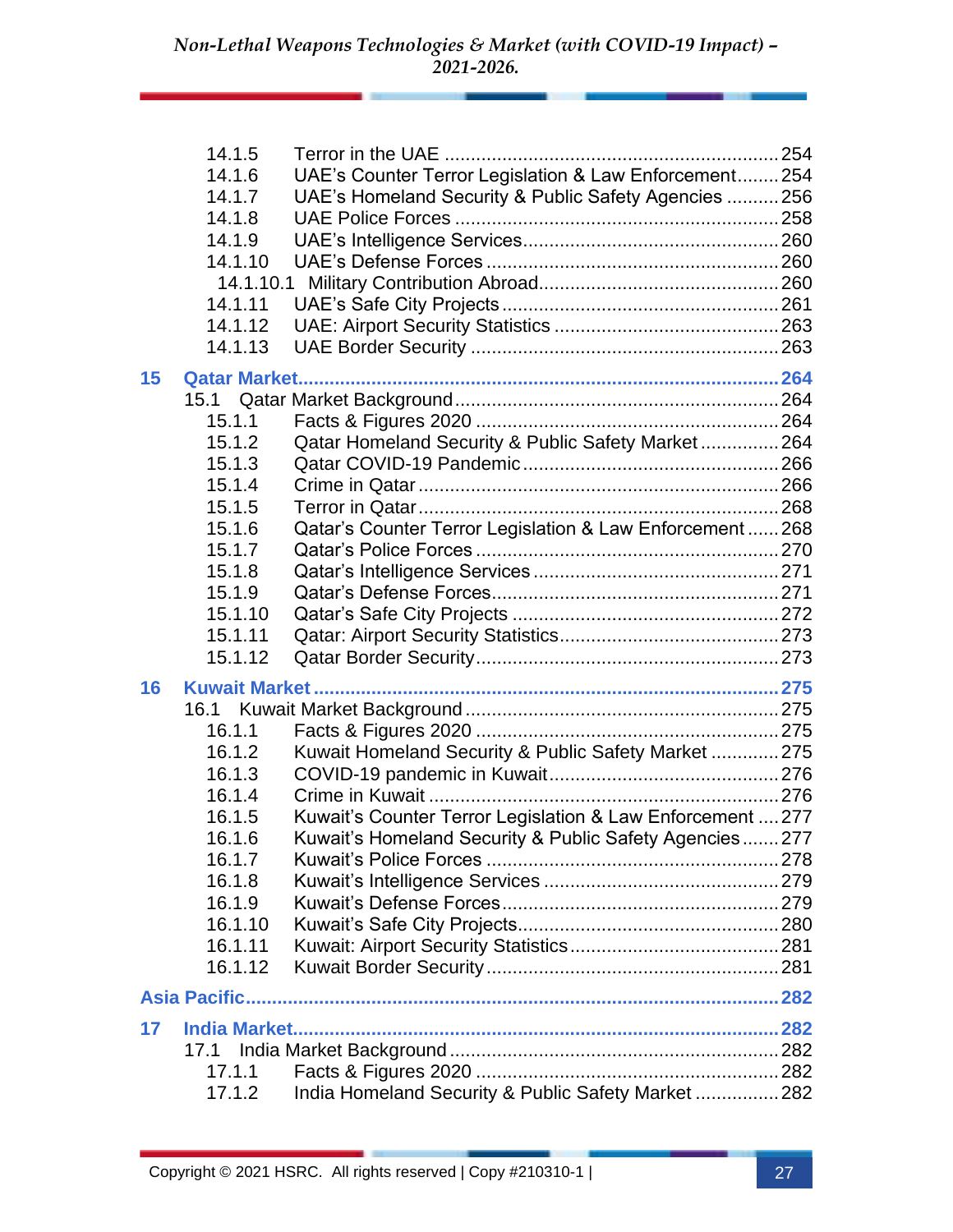14.1.5 Terror in the UAE ........................................................ 254
14.1.6 UAE's Counter Terror Legislation & Law Enforcement ........ 254
14.1.7 UAE's Homeland Security & Public Safety Agencies .......... 256
14.1.8 UAE Police Forces ........................................................ 258
14.1.9 UAE's Intelligence Services ............................................ 260
14.1.10 UAE's Defense Forces .................................................. 260
14.1.10.1 Military Contribution Abroad ...................................... 260
14.1.11 UAE's Safe City Projects ............................................... 261
14.1.12 UAE: Airport Security Statistics ...................................... 263
14.1.13 UAE Border Security ..................................................... 263

**15 Qatar Market ........................................................................ 264**

15.1 Qatar Market Background ........................................................ 264
15.1.1 Facts & Figures 2020 ..................................................... 264
15.1.2 Qatar Homeland Security & Public Safety Market ............... 264
15.1.3 Qatar COVID-19 Pandemic ............................................. 266
15.1.4 Crime in Qatar ............................................................... 266
15.1.5 Terror in Qatar ............................................................... 268
15.1.6 Qatar's Counter Terror Legislation & Law Enforcement ...... 268
15.1.7 Qatar's Police Forces ..................................................... 270
15.1.8 Qatar's Intelligence Services ........................................... 271
15.1.9 Qatar's Defense Forces ................................................... 271
15.1.10 Qatar's Safe City Projects .............................................. 272
15.1.11 Qatar: Airport Security Statistics ..................................... 273
15.1.12 Qatar Border Security ................................................... 273

**16 Kuwait Market ...................................................................... 275**

16.1 Kuwait Market Background ...................................................... 275
16.1.1 Facts & Figures 2020 ..................................................... 275
16.1.2 Kuwait Homeland Security & Public Safety Market ............. 275
16.1.3 COVID-19 pandemic in Kuwait ......................................... 276
16.1.4 Crime in Kuwait ............................................................. 276
16.1.5 Kuwait's Counter Terror Legislation & Law Enforcement .... 277
16.1.6 Kuwait's Homeland Security & Public Safety Agencies ....... 277
16.1.7 Kuwait's Police Forces ................................................... 278
16.1.8 Kuwait's Intelligence Services ......................................... 279
16.1.9 Kuwait's Defense Forces ................................................. 279
16.1.10 Kuwait's Safe City Projects ............................................ 280
16.1.11 Kuwait: Airport Security Statistics ................................... 281
16.1.12 Kuwait Border Security ................................................. 281

**Asia Pacific ............................................................................. 282**

**17 India Market ........................................................................ 282**

17.1 India Market Background ........................................................ 282
17.1.1 Facts & Figures 2020 ..................................................... 282
17.1.2 India Homeland Security & Public Safety Market ................ 282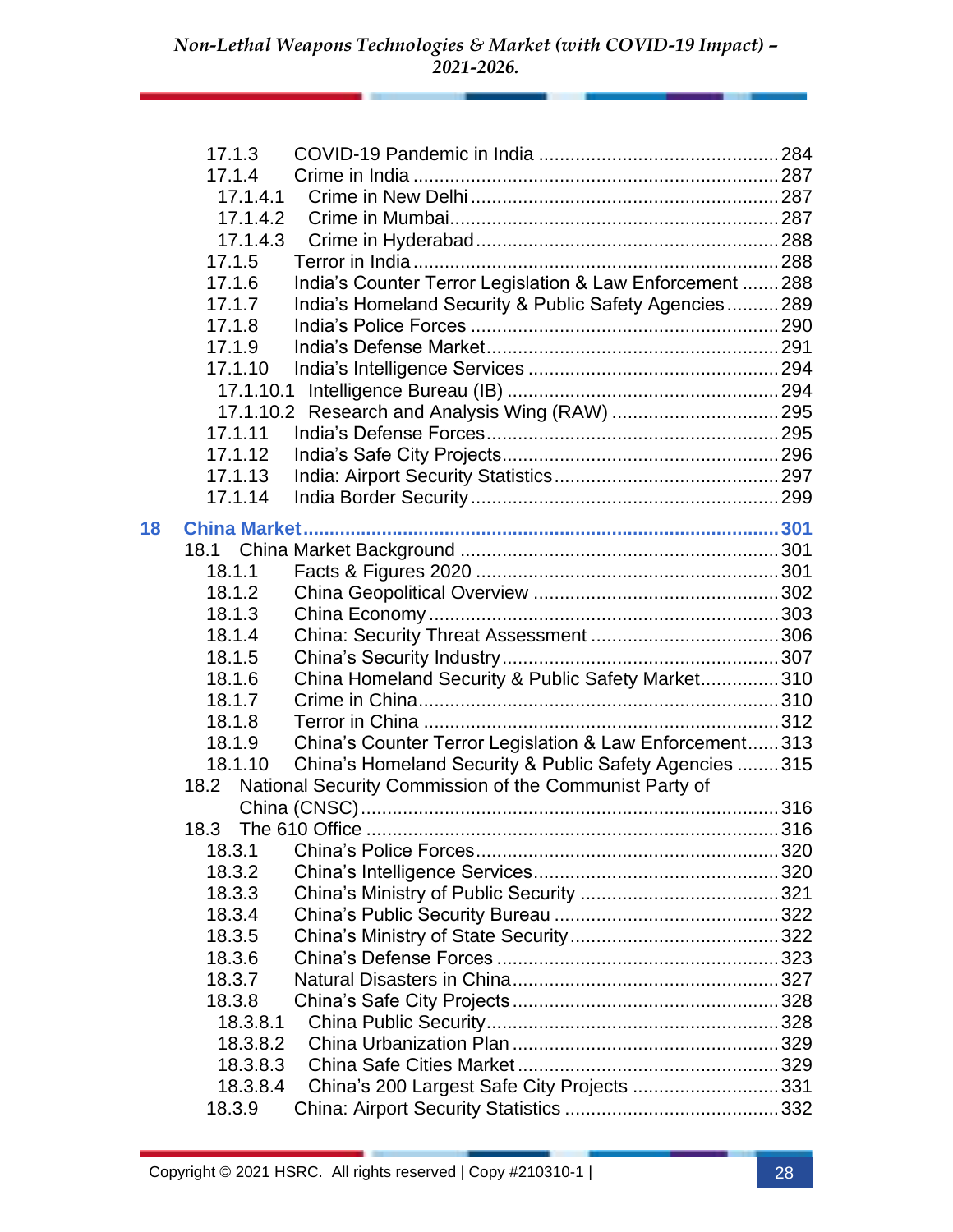17.1.3 COVID-19 Pandemic in India ............................................. 284
17.1.4 Crime in India ..................................................................... 287
17.1.4.1 Crime in New Delhi .......................................................... 287
17.1.4.2 Crime in Mumbai............................................................. 287
17.1.4.3 Crime in Hyderabad ......................................................... 288
17.1.5 Terror in India .................................................................... 288
17.1.6 India's Counter Terror Legislation & Law Enforcement ....... 288
17.1.7 India's Homeland Security & Public Safety Agencies .......... 289
17.1.8 India's Police Forces .......................................................... 290
17.1.9 India's Defense Market....................................................... 291
17.1.10 India's Intelligence Services ............................................... 294
17.1.10.1 Intelligence Bureau (IB) ................................................... 294
17.1.10.2 Research and Analysis Wing (RAW) ................................ 295
17.1.11 India's Defense Forces....................................................... 295
17.1.12 India's Safe City Projects.................................................... 296
17.1.13 India: Airport Security Statistics.......................................... 297
17.1.14 India Border Security .......................................................... 299

**18 China Market........................................................................................ 301**

18.1 China Market Background ............................................................ 301
18.1.1 Facts & Figures 2020 ......................................................... 301
18.1.2 China Geopolitical Overview .............................................. 302
18.1.3 China Economy.................................................................. 303
18.1.4 China: Security Threat Assessment ................................... 306
18.1.5 China's Security Industry.................................................... 307
18.1.6 China Homeland Security & Public Safety Market............... 310
18.1.7 Crime in China.................................................................... 310
18.1.8 Terror in China ................................................................... 312
18.1.9 China's Counter Terror Legislation & Law Enforcement...... 313
18.1.10 China's Homeland Security & Public Safety Agencies ........ 315
18.2 National Security Commission of the Communist Party of China (CNSC)............................................................................... 316
18.3 The 610 Office ............................................................................. 316
18.3.1 China's Police Forces......................................................... 320
18.3.2 China's Intelligence Services.............................................. 320
18.3.3 China's Ministry of Public Security ..................................... 321
18.3.4 China's Public Security Bureau .......................................... 322
18.3.5 China's Ministry of State Security....................................... 322
18.3.6 China's Defense Forces .................................................... 323
18.3.7 Natural Disasters in China.................................................. 327
18.3.8 China's Safe City Projects.................................................. 328
18.3.8.1 China Public Security....................................................... 328
18.3.8.2 China Urbanization Plan .................................................. 329
18.3.8.3 China Safe Cities Market ................................................. 329
18.3.8.4 China's 200 Largest Safe City Projects ............................ 331
18.3.9 China: Airport Security Statistics ........................................ 332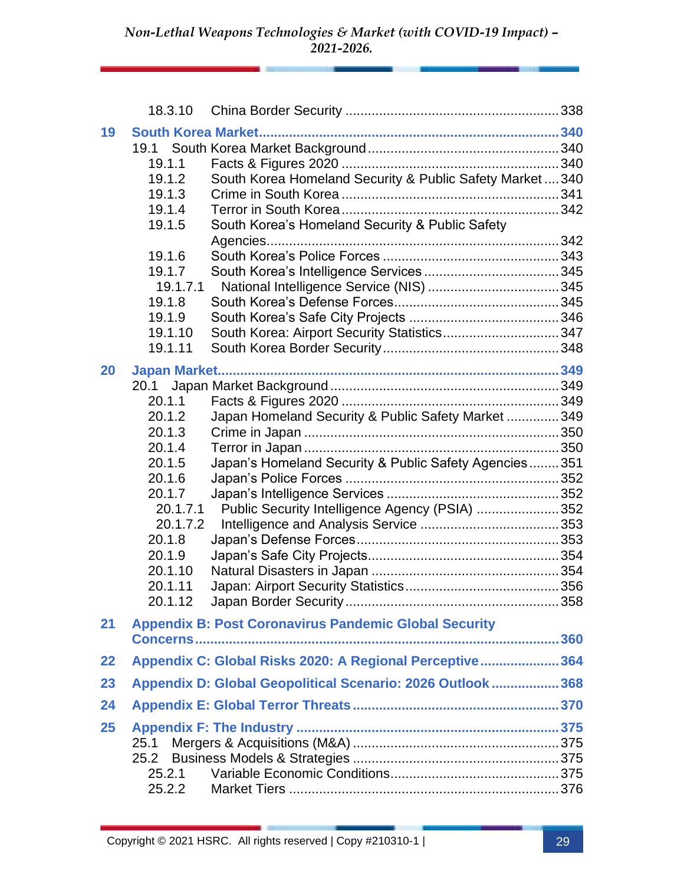18.3.10 China Border Security ........................................................ 338

**19 South Korea Market** ........................................................ **340**

19.1 South Korea Market Background ........................................................ 340

19.1.1 Facts & Figures 2020 ........................................................ 340

19.1.2 South Korea Homeland Security & Public Safety Market .... 340

19.1.3 Crime in South Korea ........................................................ 341

19.1.4 Terror in South Korea ........................................................ 342

19.1.5 South Korea's Homeland Security & Public Safety Agencies ........................................................ 342

19.1.6 South Korea's Police Forces ........................................................ 343

19.1.7 South Korea's Intelligence Services ........................................................ 345

19.1.7.1 National Intelligence Service (NIS) ........................................................ 345

19.1.8 South Korea's Defense Forces ........................................................ 345

19.1.9 South Korea's Safe City Projects ........................................................ 346

19.1.10 South Korea: Airport Security Statistics ........................................................ 347

19.1.11 South Korea Border Security ........................................................ 348

**20 Japan Market** ........................................................ **349**

20.1 Japan Market Background ........................................................ 349

20.1.1 Facts & Figures 2020 ........................................................ 349

20.1.2 Japan Homeland Security & Public Safety Market ........................................................ 349

20.1.3 Crime in Japan ........................................................ 350

20.1.4 Terror in Japan ........................................................ 350

20.1.5 Japan's Homeland Security & Public Safety Agencies ........ 351

20.1.6 Japan's Police Forces ........................................................ 352

20.1.7 Japan's Intelligence Services ........................................................ 352

20.1.7.1 Public Security Intelligence Agency (PSIA) ........................................................ 352

20.1.7.2 Intelligence and Analysis Service ........................................................ 353

20.1.8 Japan's Defense Forces ........................................................ 353

20.1.9 Japan's Safe City Projects ........................................................ 354

20.1.10 Natural Disasters in Japan ........................................................ 354

20.1.11 Japan: Airport Security Statistics ........................................................ 356

20.1.12 Japan Border Security ........................................................ 358

**21 Appendix B: Post Coronavirus Pandemic Global Security Concerns** ........................................................ **360**

**22 Appendix C: Global Risks 2020: A Regional Perceptive** ........................................................ **364**

**23 Appendix D: Global Geopolitical Scenario: 2026 Outlook** ........................................................ **368**

**24 Appendix E: Global Terror Threats** ........................................................ **370**

**25 Appendix F: The Industry** ........................................................ **375**

25.1 Mergers & Acquisitions (M&A) ........................................................ 375

25.2 Business Models & Strategies ........................................................ 375

25.2.1 Variable Economic Conditions ........................................................ 375

25.2.2 Market Tiers ........................................................ 376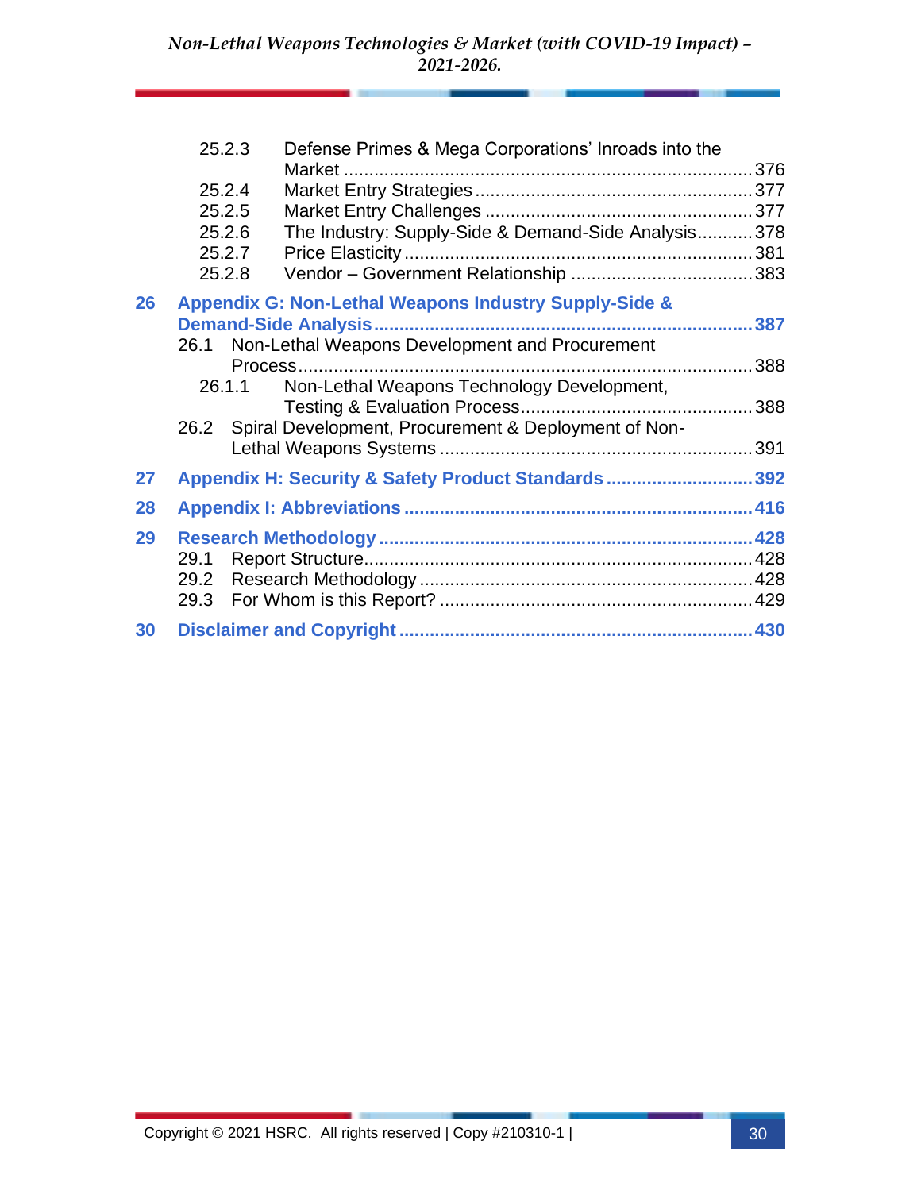- 25.2.3 Defense Primes & Mega Corporations' Inroads into the Market ... 376
- 25.2.4 Market Entry Strategies ... 377
- 25.2.5 Market Entry Challenges ... 377
- 25.2.6 The Industry: Supply-Side & Demand-Side Analysis ... 378
- 25.2.7 Price Elasticity ... 381
- 25.2.8 Vendor – Government Relationship ... 383

**26 Appendix G: Non-Lethal Weapons Industry Supply-Side & Demand-Side Analysis ... 387**

- 26.1 Non-Lethal Weapons Development and Procurement Process ... 388
  - 26.1.1 Non-Lethal Weapons Technology Development, Testing & Evaluation Process ... 388
- 26.2 Spiral Development, Procurement & Deployment of Non-Lethal Weapons Systems ... 391

**27 Appendix H: Security & Safety Product Standards ... 392**

**28 Appendix I: Abbreviations ... 416**

**29 Research Methodology ... 428**

- 29.1 Report Structure ... 428
- 29.2 Research Methodology ... 428
- 29.3 For Whom is this Report? ... 429

**30 Disclaimer and Copyright ... 430**